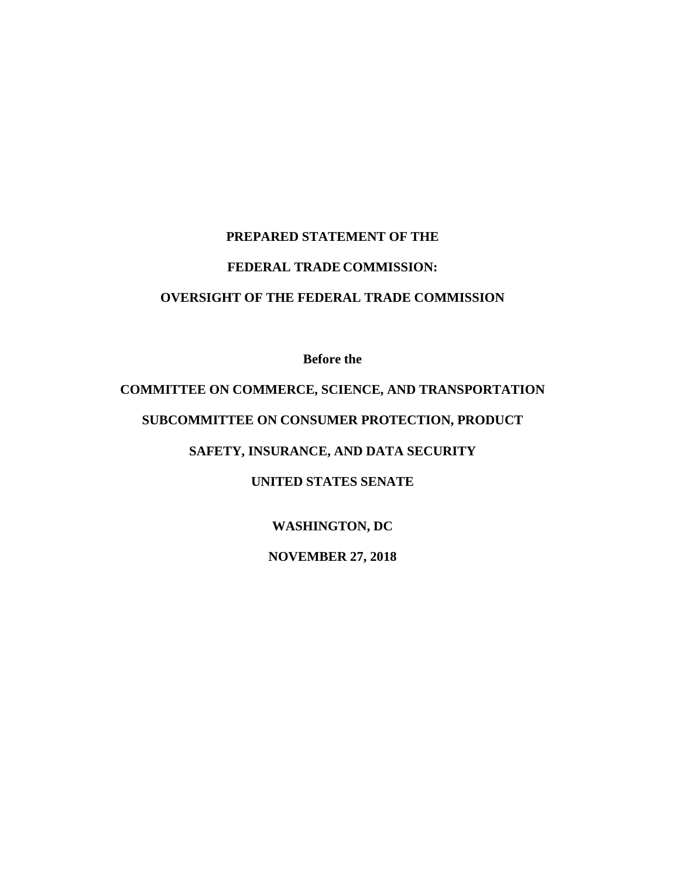**PREPARED STATEMENT OF THE**

**FEDERAL TRADE COMMISSION:**

**OVERSIGHT OF THE FEDERAL TRADE COMMISSION**

**Before the**

**COMMITTEE ON COMMERCE, SCIENCE, AND TRANSPORTATION**

**SUBCOMMITTEE ON CONSUMER PROTECTION, PRODUCT**

**SAFETY, INSURANCE, AND DATA SECURITY**

**UNITED STATES SENATE**

**WASHINGTON, DC**

**NOVEMBER 27, 2018**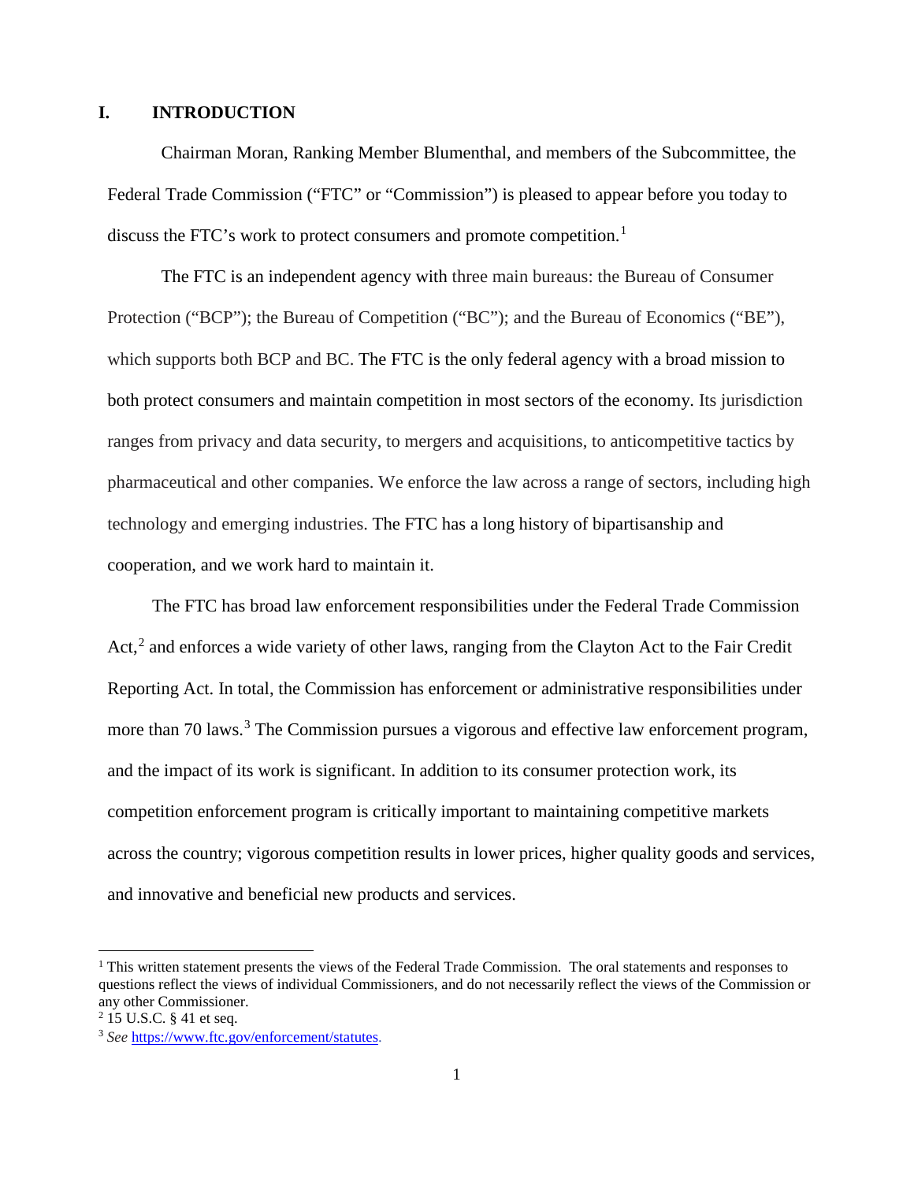# I. INTRODUCTION

Chairman Moran, Ranking Member Blumenthal, and members of the Subcommittee, the Federal Trade Commission ("FTC" or "Commission") is pleased to appear before you today to discuss the FTC's work to protect consumers and promote competition.[1]

The FTC is an independent agency with three main bureaus: the Bureau of Consumer Protection ("BCP"); the Bureau of Competition ("BC"); and the Bureau of Economics ("BE"), which supports both BCP and BC. The FTC is the only federal agency with a broad mission to both protect consumers and maintain competition in most sectors of the economy. Its jurisdiction ranges from privacy and data security, to mergers and acquisitions, to anticompetitive tactics by pharmaceutical and other companies. We enforce the law across a range of sectors, including high technology and emerging industries. The FTC has a long history of bipartisanship and cooperation, and we work hard to maintain it.

The FTC has broad law enforcement responsibilities under the Federal Trade Commission Act,[2] and enforces a wide variety of other laws, ranging from the Clayton Act to the Fair Credit Reporting Act. In total, the Commission has enforcement or administrative responsibilities under more than 70 laws.[3] The Commission pursues a vigorous and effective law enforcement program, and the impact of its work is significant. In addition to its consumer protection work, its competition enforcement program is critically important to maintaining competitive markets across the country; vigorous competition results in lower prices, higher quality goods and services, and innovative and beneficial new products and services.

---

[1] This written statement presents the views of the Federal Trade Commission. The oral statements and responses to questions reflect the views of individual Commissioners, and do not necessarily reflect the views of the Commission or any other Commissioner.

[2] 15 U.S.C. § 41 et seq.

[3] *See* https://www.ftc.gov/enforcement/statutes.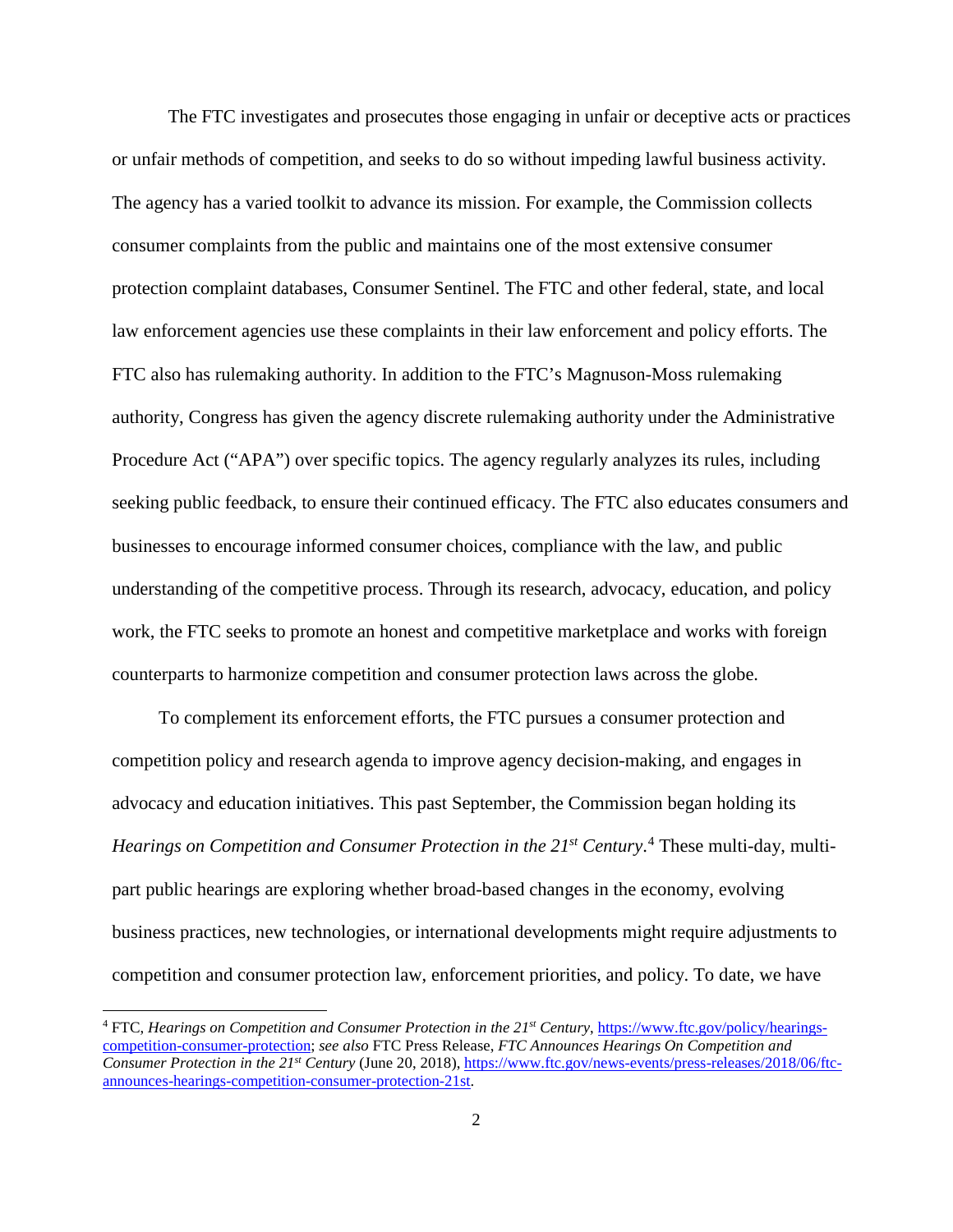The FTC investigates and prosecutes those engaging in unfair or deceptive acts or practices or unfair methods of competition, and seeks to do so without impeding lawful business activity. The agency has a varied toolkit to advance its mission. For example, the Commission collects consumer complaints from the public and maintains one of the most extensive consumer protection complaint databases, Consumer Sentinel. The FTC and other federal, state, and local law enforcement agencies use these complaints in their law enforcement and policy efforts. The FTC also has rulemaking authority. In addition to the FTC's Magnuson-Moss rulemaking authority, Congress has given the agency discrete rulemaking authority under the Administrative Procedure Act ("APA") over specific topics. The agency regularly analyzes its rules, including seeking public feedback, to ensure their continued efficacy. The FTC also educates consumers and businesses to encourage informed consumer choices, compliance with the law, and public understanding of the competitive process. Through its research, advocacy, education, and policy work, the FTC seeks to promote an honest and competitive marketplace and works with foreign counterparts to harmonize competition and consumer protection laws across the globe.

To complement its enforcement efforts, the FTC pursues a consumer protection and competition policy and research agenda to improve agency decision-making, and engages in advocacy and education initiatives. This past September, the Commission began holding its *Hearings on Competition and Consumer Protection in the 21st Century*.[4] These multi-day, multi-part public hearings are exploring whether broad-based changes in the economy, evolving business practices, new technologies, or international developments might require adjustments to competition and consumer protection law, enforcement priorities, and policy. To date, we have

---

[4] FTC, *Hearings on Competition and Consumer Protection in the 21st Century*, https://www.ftc.gov/policy/hearings-competition-consumer-protection; *see also* FTC Press Release, *FTC Announces Hearings On Competition and Consumer Protection in the 21st Century* (June 20, 2018), https://www.ftc.gov/news-events/press-releases/2018/06/ftc-announces-hearings-competition-consumer-protection-21st.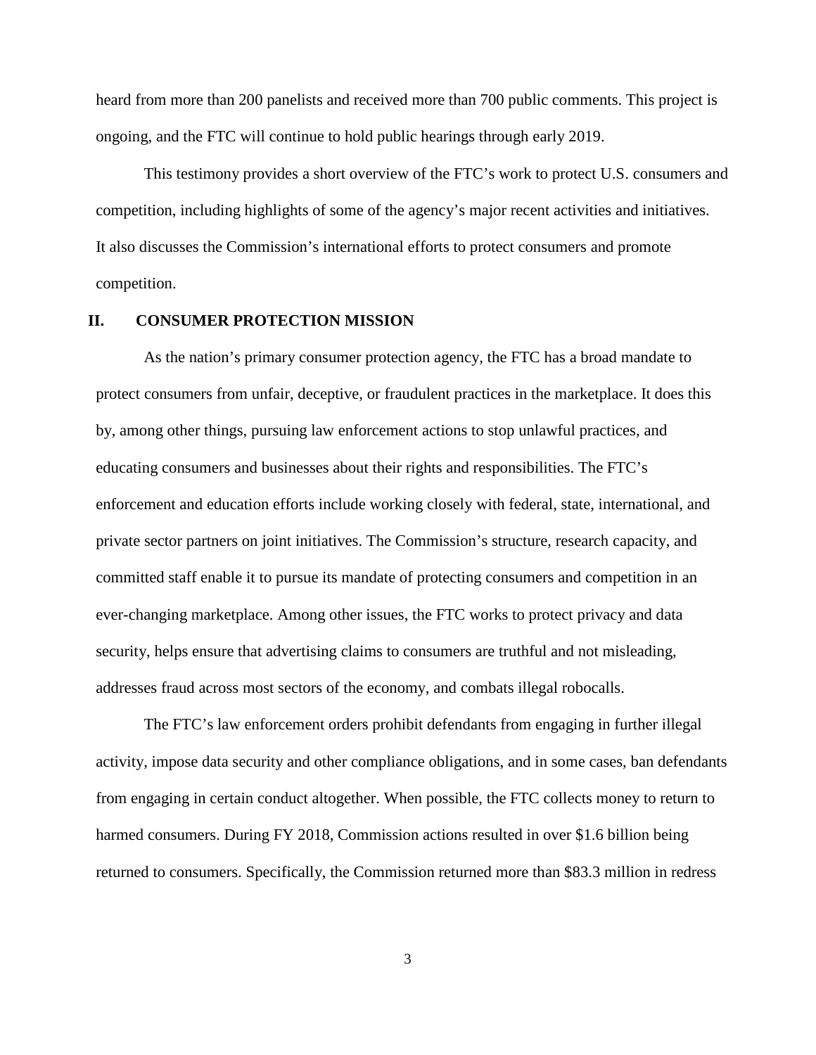heard from more than 200 panelists and received more than 700 public comments. This project is ongoing, and the FTC will continue to hold public hearings through early 2019.

This testimony provides a short overview of the FTC's work to protect U.S. consumers and competition, including highlights of some of the agency's major recent activities and initiatives. It also discusses the Commission's international efforts to protect consumers and promote competition.

## II. CONSUMER PROTECTION MISSION

As the nation's primary consumer protection agency, the FTC has a broad mandate to protect consumers from unfair, deceptive, or fraudulent practices in the marketplace. It does this by, among other things, pursuing law enforcement actions to stop unlawful practices, and educating consumers and businesses about their rights and responsibilities. The FTC's enforcement and education efforts include working closely with federal, state, international, and private sector partners on joint initiatives. The Commission's structure, research capacity, and committed staff enable it to pursue its mandate of protecting consumers and competition in an ever-changing marketplace. Among other issues, the FTC works to protect privacy and data security, helps ensure that advertising claims to consumers are truthful and not misleading, addresses fraud across most sectors of the economy, and combats illegal robocalls.

The FTC's law enforcement orders prohibit defendants from engaging in further illegal activity, impose data security and other compliance obligations, and in some cases, ban defendants from engaging in certain conduct altogether. When possible, the FTC collects money to return to harmed consumers. During FY 2018, Commission actions resulted in over $1.6 billion being returned to consumers. Specifically, the Commission returned more than $83.3 million in redress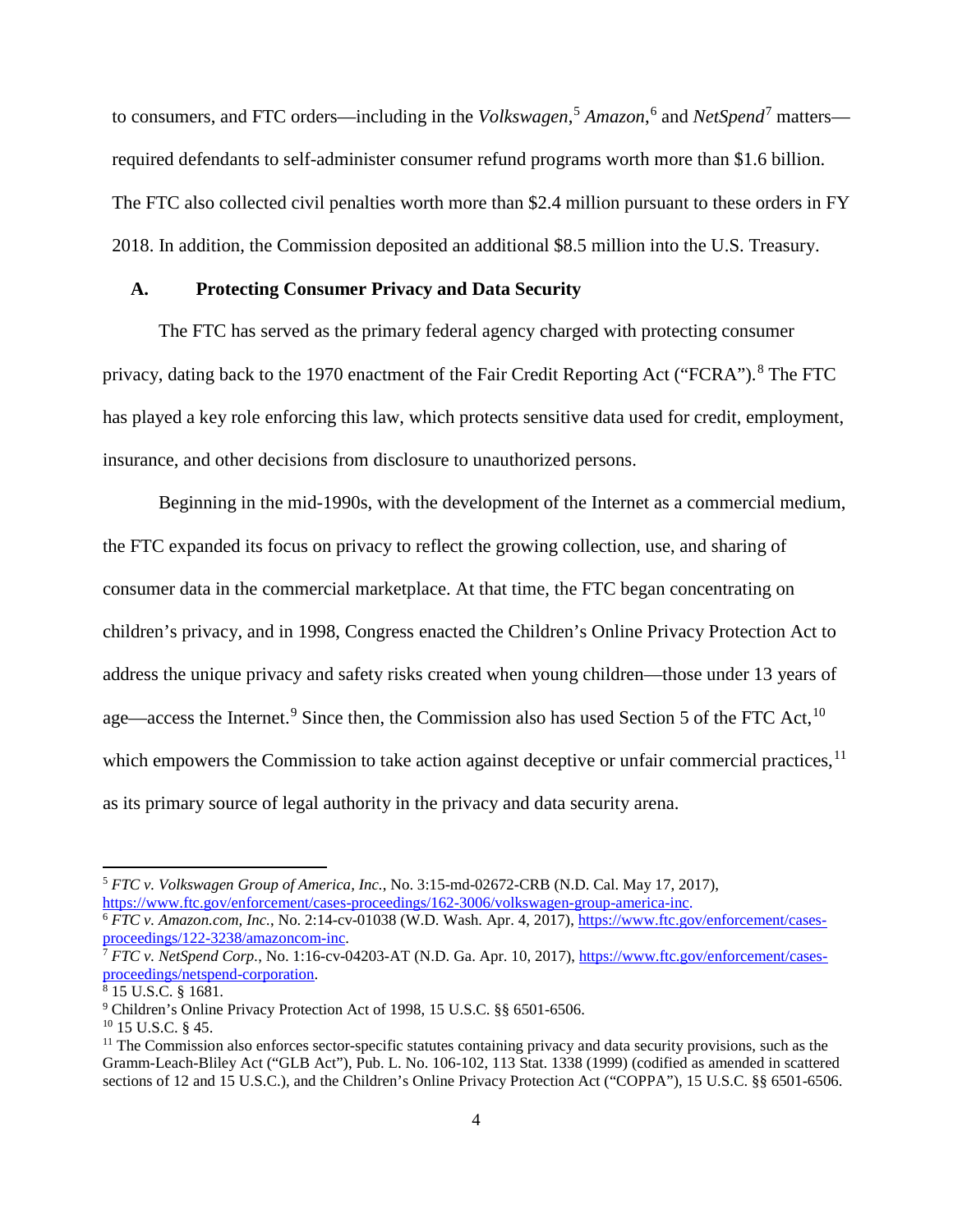to consumers, and FTC orders—including in the *Volkswagen*,[5] *Amazon*,[6] and *NetSpend*[7] matters—required defendants to self-administer consumer refund programs worth more than $1.6 billion. The FTC also collected civil penalties worth more than $2.4 million pursuant to these orders in FY 2018. In addition, the Commission deposited an additional $8.5 million into the U.S. Treasury.

## A. Protecting Consumer Privacy and Data Security

The FTC has served as the primary federal agency charged with protecting consumer privacy, dating back to the 1970 enactment of the Fair Credit Reporting Act ("FCRA").[8] The FTC has played a key role enforcing this law, which protects sensitive data used for credit, employment, insurance, and other decisions from disclosure to unauthorized persons.

Beginning in the mid-1990s, with the development of the Internet as a commercial medium, the FTC expanded its focus on privacy to reflect the growing collection, use, and sharing of consumer data in the commercial marketplace. At that time, the FTC began concentrating on children's privacy, and in 1998, Congress enacted the Children's Online Privacy Protection Act to address the unique privacy and safety risks created when young children—those under 13 years of age—access the Internet.[9] Since then, the Commission also has used Section 5 of the FTC Act,[10] which empowers the Commission to take action against deceptive or unfair commercial practices,[11] as its primary source of legal authority in the privacy and data security arena.

---

[5] *FTC v. Volkswagen Group of America, Inc.*, No. 3:15-md-02672-CRB (N.D. Cal. May 17, 2017), https://www.ftc.gov/enforcement/cases-proceedings/162-3006/volkswagen-group-america-inc.

[6] *FTC v. Amazon.com, Inc.*, No. 2:14-cv-01038 (W.D. Wash. Apr. 4, 2017), https://www.ftc.gov/enforcement/cases-proceedings/122-3238/amazoncom-inc.

[7] *FTC v. NetSpend Corp.*, No. 1:16-cv-04203-AT (N.D. Ga. Apr. 10, 2017), https://www.ftc.gov/enforcement/cases-proceedings/netspend-corporation.

[8] 15 U.S.C. § 1681.

[9] Children's Online Privacy Protection Act of 1998, 15 U.S.C. §§ 6501-6506.

[10] 15 U.S.C. § 45.

[11] The Commission also enforces sector-specific statutes containing privacy and data security provisions, such as the Gramm-Leach-Bliley Act ("GLB Act"), Pub. L. No. 106-102, 113 Stat. 1338 (1999) (codified as amended in scattered sections of 12 and 15 U.S.C.), and the Children's Online Privacy Protection Act ("COPPA"), 15 U.S.C. §§ 6501-6506.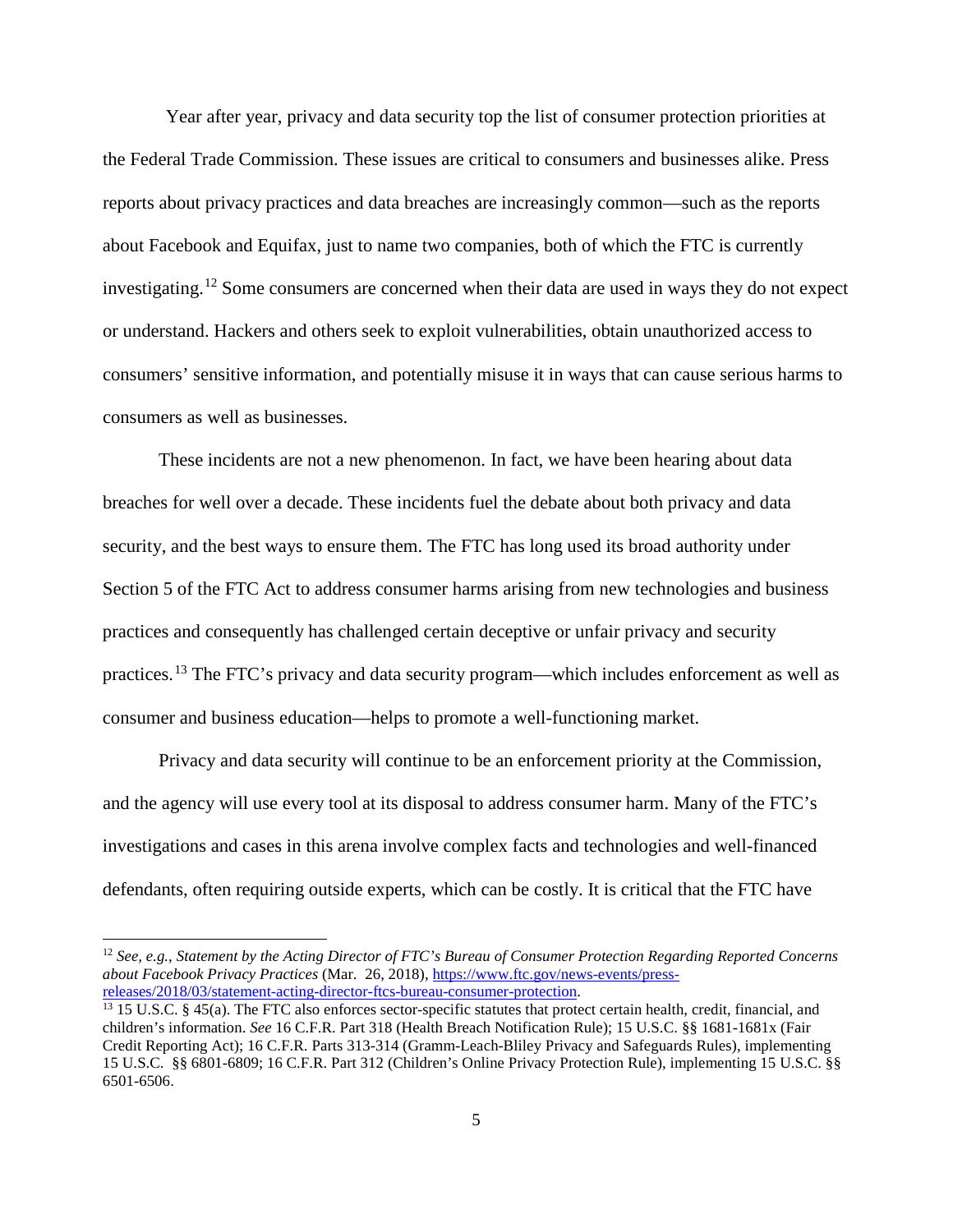Year after year, privacy and data security top the list of consumer protection priorities at the Federal Trade Commission. These issues are critical to consumers and businesses alike. Press reports about privacy practices and data breaches are increasingly common—such as the reports about Facebook and Equifax, just to name two companies, both of which the FTC is currently investigating.[12] Some consumers are concerned when their data are used in ways they do not expect or understand. Hackers and others seek to exploit vulnerabilities, obtain unauthorized access to consumers' sensitive information, and potentially misuse it in ways that can cause serious harms to consumers as well as businesses.

These incidents are not a new phenomenon. In fact, we have been hearing about data breaches for well over a decade. These incidents fuel the debate about both privacy and data security, and the best ways to ensure them. The FTC has long used its broad authority under Section 5 of the FTC Act to address consumer harms arising from new technologies and business practices and consequently has challenged certain deceptive or unfair privacy and security practices.[13] The FTC's privacy and data security program—which includes enforcement as well as consumer and business education—helps to promote a well-functioning market.

Privacy and data security will continue to be an enforcement priority at the Commission, and the agency will use every tool at its disposal to address consumer harm. Many of the FTC's investigations and cases in this arena involve complex facts and technologies and well-financed defendants, often requiring outside experts, which can be costly. It is critical that the FTC have

---

[12] *See, e.g.*, *Statement by the Acting Director of FTC's Bureau of Consumer Protection Regarding Reported Concerns about Facebook Privacy Practices* (Mar. 26, 2018), [https://www.ftc.gov/news-events/press-releases/2018/03/statement-acting-director-ftcs-bureau-consumer-protection](https://www.ftc.gov/news-events/press-releases/2018/03/statement-acting-director-ftcs-bureau-consumer-protection).

[13] 15 U.S.C. § 45(a). The FTC also enforces sector-specific statutes that protect certain health, credit, financial, and children's information. *See* 16 C.F.R. Part 318 (Health Breach Notification Rule); 15 U.S.C. §§ 1681-1681x (Fair Credit Reporting Act); 16 C.F.R. Parts 313-314 (Gramm-Leach-Bliley Privacy and Safeguards Rules), implementing 15 U.S.C. §§ 6801-6809; 16 C.F.R. Part 312 (Children's Online Privacy Protection Rule), implementing 15 U.S.C. §§ 6501-6506.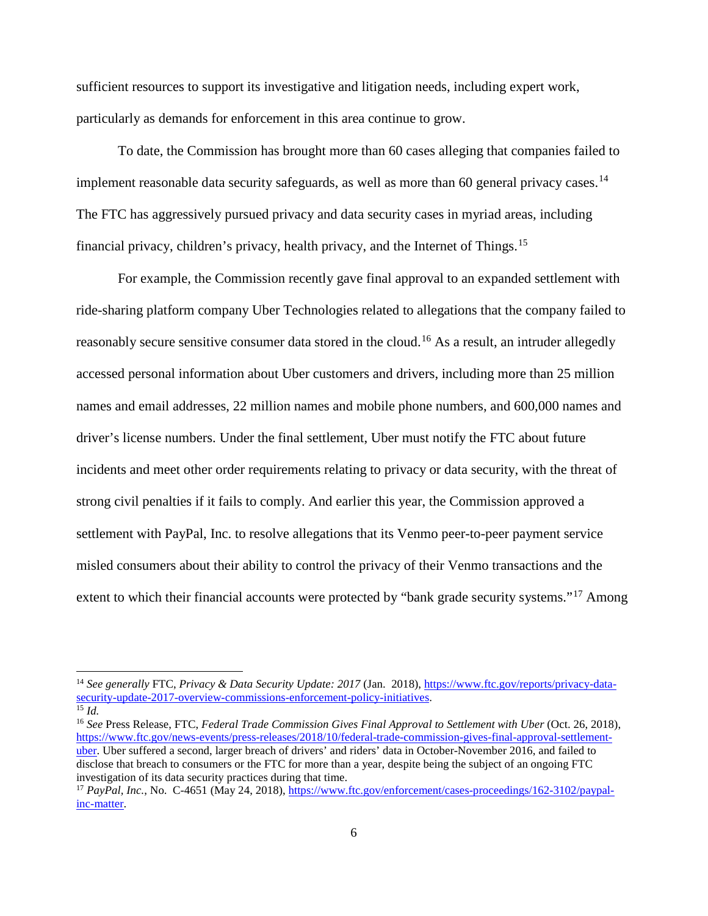sufficient resources to support its investigative and litigation needs, including expert work, particularly as demands for enforcement in this area continue to grow.

To date, the Commission has brought more than 60 cases alleging that companies failed to implement reasonable data security safeguards, as well as more than 60 general privacy cases.[14] The FTC has aggressively pursued privacy and data security cases in myriad areas, including financial privacy, children's privacy, health privacy, and the Internet of Things.[15]

For example, the Commission recently gave final approval to an expanded settlement with ride-sharing platform company Uber Technologies related to allegations that the company failed to reasonably secure sensitive consumer data stored in the cloud.[16] As a result, an intruder allegedly accessed personal information about Uber customers and drivers, including more than 25 million names and email addresses, 22 million names and mobile phone numbers, and 600,000 names and driver's license numbers. Under the final settlement, Uber must notify the FTC about future incidents and meet other order requirements relating to privacy or data security, with the threat of strong civil penalties if it fails to comply. And earlier this year, the Commission approved a settlement with PayPal, Inc. to resolve allegations that its Venmo peer-to-peer payment service misled consumers about their ability to control the privacy of their Venmo transactions and the extent to which their financial accounts were protected by "bank grade security systems."[17] Among

---

[14] *See generally* FTC, *Privacy & Data Security Update: 2017* (Jan. 2018), https://www.ftc.gov/reports/privacy-data-security-update-2017-overview-commissions-enforcement-policy-initiatives.

[15] *Id.*

[16] *See* Press Release, FTC, *Federal Trade Commission Gives Final Approval to Settlement with Uber* (Oct. 26, 2018), https://www.ftc.gov/news-events/press-releases/2018/10/federal-trade-commission-gives-final-approval-settlement-uber. Uber suffered a second, larger breach of drivers' and riders' data in October-November 2016, and failed to disclose that breach to consumers or the FTC for more than a year, despite being the subject of an ongoing FTC investigation of its data security practices during that time.

[17] *PayPal, Inc.*, No. C-4651 (May 24, 2018), https://www.ftc.gov/enforcement/cases-proceedings/162-3102/paypal-inc-matter.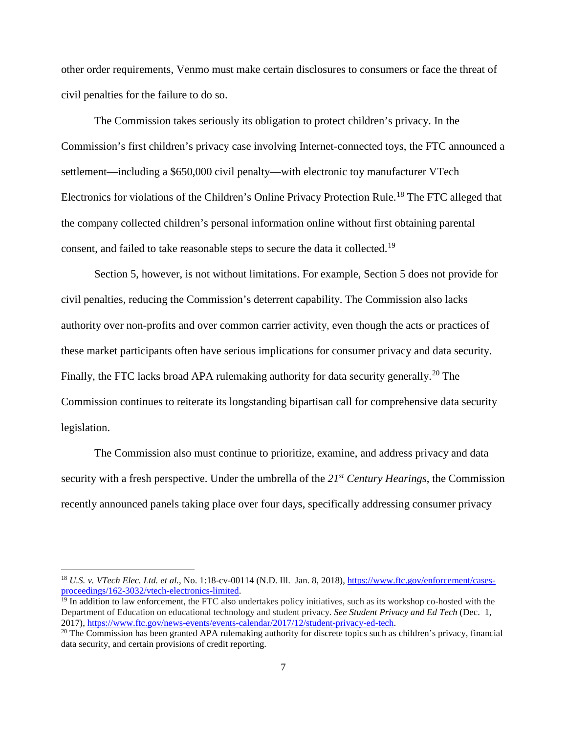other order requirements, Venmo must make certain disclosures to consumers or face the threat of civil penalties for the failure to do so.

The Commission takes seriously its obligation to protect children's privacy. In the Commission's first children's privacy case involving Internet-connected toys, the FTC announced a settlement—including a $650,000 civil penalty—with electronic toy manufacturer VTech Electronics for violations of the Children's Online Privacy Protection Rule.[18] The FTC alleged that the company collected children's personal information online without first obtaining parental consent, and failed to take reasonable steps to secure the data it collected.[19]

Section 5, however, is not without limitations. For example, Section 5 does not provide for civil penalties, reducing the Commission's deterrent capability. The Commission also lacks authority over non-profits and over common carrier activity, even though the acts or practices of these market participants often have serious implications for consumer privacy and data security. Finally, the FTC lacks broad APA rulemaking authority for data security generally.[20] The Commission continues to reiterate its longstanding bipartisan call for comprehensive data security legislation.

The Commission also must continue to prioritize, examine, and address privacy and data security with a fresh perspective. Under the umbrella of the *21st Century Hearings*, the Commission recently announced panels taking place over four days, specifically addressing consumer privacy

---

[18] *U.S. v. VTech Elec. Ltd. et al.*, No. 1:18-cv-00114 (N.D. Ill. Jan. 8, 2018), https://www.ftc.gov/enforcement/cases-proceedings/162-3032/vtech-electronics-limited.

[19] In addition to law enforcement, the FTC also undertakes policy initiatives, such as its workshop co-hosted with the Department of Education on educational technology and student privacy. *See Student Privacy and Ed Tech* (Dec. 1, 2017), https://www.ftc.gov/news-events/events-calendar/2017/12/student-privacy-ed-tech.

[20] The Commission has been granted APA rulemaking authority for discrete topics such as children's privacy, financial data security, and certain provisions of credit reporting.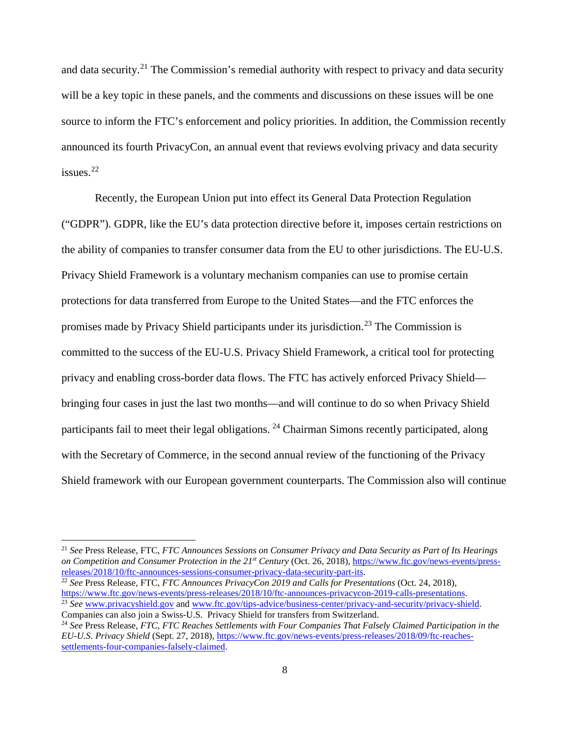and data security.[21] The Commission's remedial authority with respect to privacy and data security will be a key topic in these panels, and the comments and discussions on these issues will be one source to inform the FTC's enforcement and policy priorities. In addition, the Commission recently announced its fourth PrivacyCon, an annual event that reviews evolving privacy and data security issues.[22]

Recently, the European Union put into effect its General Data Protection Regulation ("GDPR"). GDPR, like the EU's data protection directive before it, imposes certain restrictions on the ability of companies to transfer consumer data from the EU to other jurisdictions. The EU-U.S. Privacy Shield Framework is a voluntary mechanism companies can use to promise certain protections for data transferred from Europe to the United States—and the FTC enforces the promises made by Privacy Shield participants under its jurisdiction.[23] The Commission is committed to the success of the EU-U.S. Privacy Shield Framework, a critical tool for protecting privacy and enabling cross-border data flows. The FTC has actively enforced Privacy Shield—bringing four cases in just the last two months—and will continue to do so when Privacy Shield participants fail to meet their legal obligations.[24] Chairman Simons recently participated, along with the Secretary of Commerce, in the second annual review of the functioning of the Privacy Shield framework with our European government counterparts. The Commission also will continue

---

[21] *See* Press Release, FTC, *FTC Announces Sessions on Consumer Privacy and Data Security as Part of Its Hearings on Competition and Consumer Protection in the 21st Century* (Oct. 26, 2018), https://www.ftc.gov/news-events/press-releases/2018/10/ftc-announces-sessions-consumer-privacy-data-security-part-its.

[22] *See* Press Release, FTC, *FTC Announces PrivacyCon 2019 and Calls for Presentations* (Oct. 24, 2018), https://www.ftc.gov/news-events/press-releases/2018/10/ftc-announces-privacycon-2019-calls-presentations.

[23] *See* www.privacyshield.gov and www.ftc.gov/tips-advice/business-center/privacy-and-security/privacy-shield. Companies can also join a Swiss-U.S. Privacy Shield for transfers from Switzerland.

[24] *See* Press Release, *FTC, FTC Reaches Settlements with Four Companies That Falsely Claimed Participation in the EU-U.S. Privacy Shield* (Sept. 27, 2018), https://www.ftc.gov/news-events/press-releases/2018/09/ftc-reaches-settlements-four-companies-falsely-claimed.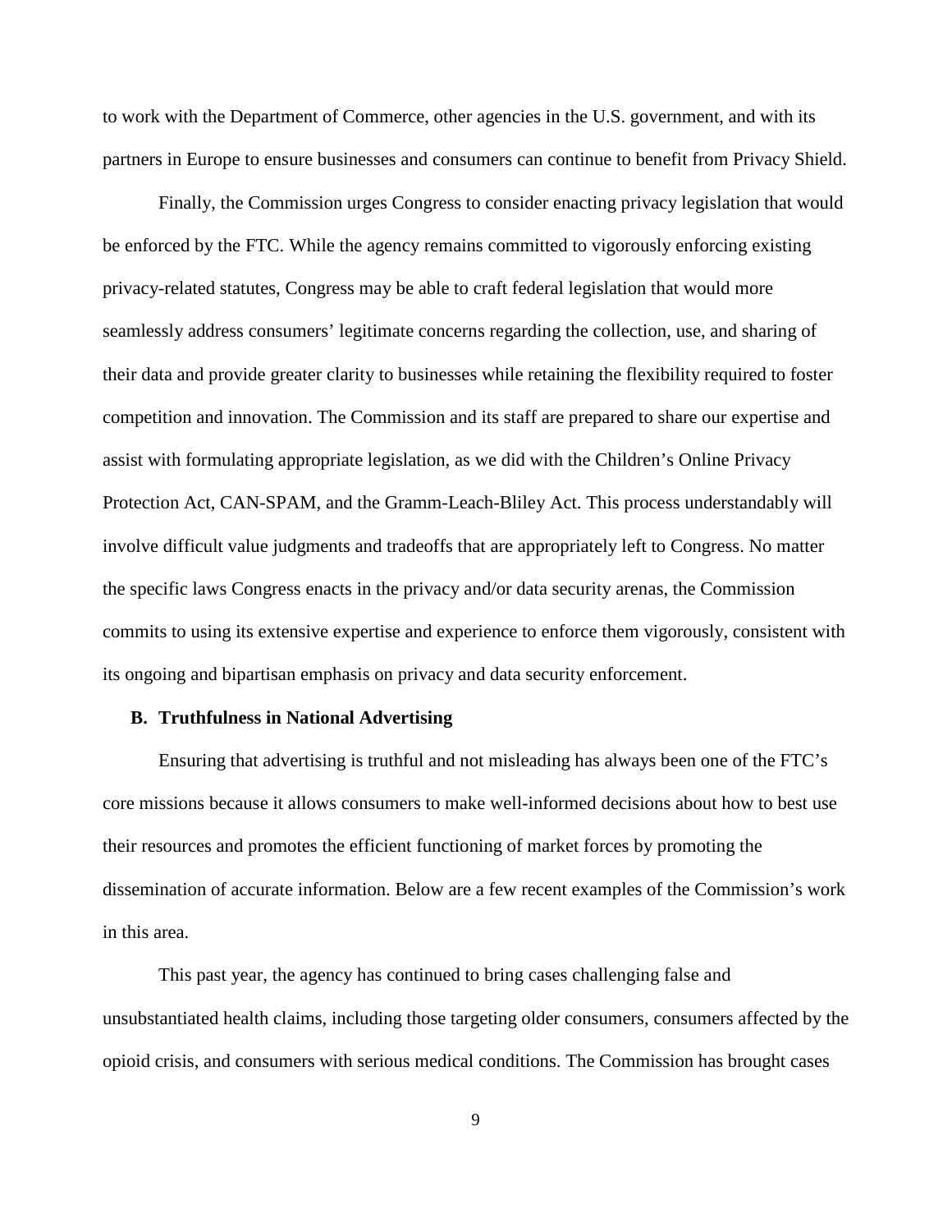to work with the Department of Commerce, other agencies in the U.S. government, and with its partners in Europe to ensure businesses and consumers can continue to benefit from Privacy Shield.

Finally, the Commission urges Congress to consider enacting privacy legislation that would be enforced by the FTC. While the agency remains committed to vigorously enforcing existing privacy-related statutes, Congress may be able to craft federal legislation that would more seamlessly address consumers' legitimate concerns regarding the collection, use, and sharing of their data and provide greater clarity to businesses while retaining the flexibility required to foster competition and innovation. The Commission and its staff are prepared to share our expertise and assist with formulating appropriate legislation, as we did with the Children's Online Privacy Protection Act, CAN-SPAM, and the Gramm-Leach-Bliley Act. This process understandably will involve difficult value judgments and tradeoffs that are appropriately left to Congress. No matter the specific laws Congress enacts in the privacy and/or data security arenas, the Commission commits to using its extensive expertise and experience to enforce them vigorously, consistent with its ongoing and bipartisan emphasis on privacy and data security enforcement.

### B. Truthfulness in National Advertising

Ensuring that advertising is truthful and not misleading has always been one of the FTC's core missions because it allows consumers to make well-informed decisions about how to best use their resources and promotes the efficient functioning of market forces by promoting the dissemination of accurate information. Below are a few recent examples of the Commission's work in this area.

This past year, the agency has continued to bring cases challenging false and unsubstantiated health claims, including those targeting older consumers, consumers affected by the opioid crisis, and consumers with serious medical conditions. The Commission has brought cases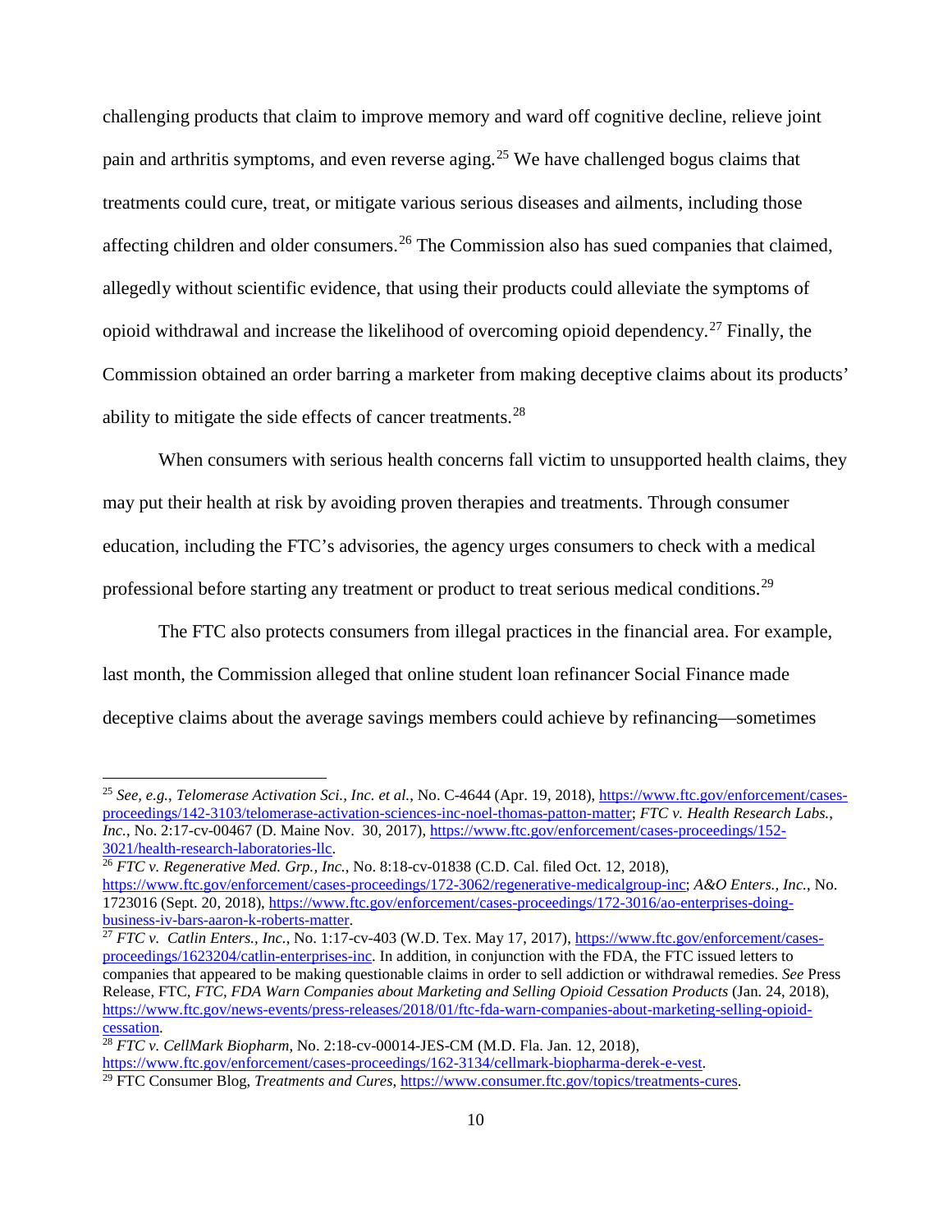challenging products that claim to improve memory and ward off cognitive decline, relieve joint pain and arthritis symptoms, and even reverse aging.[25] We have challenged bogus claims that treatments could cure, treat, or mitigate various serious diseases and ailments, including those affecting children and older consumers.[26] The Commission also has sued companies that claimed, allegedly without scientific evidence, that using their products could alleviate the symptoms of opioid withdrawal and increase the likelihood of overcoming opioid dependency.[27] Finally, the Commission obtained an order barring a marketer from making deceptive claims about its products' ability to mitigate the side effects of cancer treatments.[28]

When consumers with serious health concerns fall victim to unsupported health claims, they may put their health at risk by avoiding proven therapies and treatments. Through consumer education, including the FTC's advisories, the agency urges consumers to check with a medical professional before starting any treatment or product to treat serious medical conditions.[29]

The FTC also protects consumers from illegal practices in the financial area. For example, last month, the Commission alleged that online student loan refinancer Social Finance made deceptive claims about the average savings members could achieve by refinancing—sometimes

---

[25] *See, e.g.*, *Telomerase Activation Sci., Inc. et al.*, No. C-4644 (Apr. 19, 2018), https://www.ftc.gov/enforcement/cases-proceedings/142-3103/telomerase-activation-sciences-inc-noel-thomas-patton-matter; *FTC v. Health Research Labs., Inc.*, No. 2:17-cv-00467 (D. Maine Nov. 30, 2017), https://www.ftc.gov/enforcement/cases-proceedings/152-3021/health-research-laboratories-llc.

[26] *FTC v. Regenerative Med. Grp., Inc.*, No. 8:18-cv-01838 (C.D. Cal. filed Oct. 12, 2018), https://www.ftc.gov/enforcement/cases-proceedings/172-3062/regenerative-medicalgroup-inc; *A&O Enters., Inc.*, No. 1723016 (Sept. 20, 2018), https://www.ftc.gov/enforcement/cases-proceedings/172-3016/ao-enterprises-doing-business-iv-bars-aaron-k-roberts-matter.

[27] *FTC v. Catlin Enters., Inc.*, No. 1:17-cv-403 (W.D. Tex. May 17, 2017), https://www.ftc.gov/enforcement/cases-proceedings/1623204/catlin-enterprises-inc. In addition, in conjunction with the FDA, the FTC issued letters to companies that appeared to be making questionable claims in order to sell addiction or withdrawal remedies. *See* Press Release, FTC, *FTC, FDA Warn Companies about Marketing and Selling Opioid Cessation Products* (Jan. 24, 2018), https://www.ftc.gov/news-events/press-releases/2018/01/ftc-fda-warn-companies-about-marketing-selling-opioid-cessation.

[28] *FTC v. CellMark Biopharm*, No. 2:18-cv-00014-JES-CM (M.D. Fla. Jan. 12, 2018), https://www.ftc.gov/enforcement/cases-proceedings/162-3134/cellmark-biopharma-derek-e-vest.

[29] FTC Consumer Blog, *Treatments and Cures*, https://www.consumer.ftc.gov/topics/treatments-cures.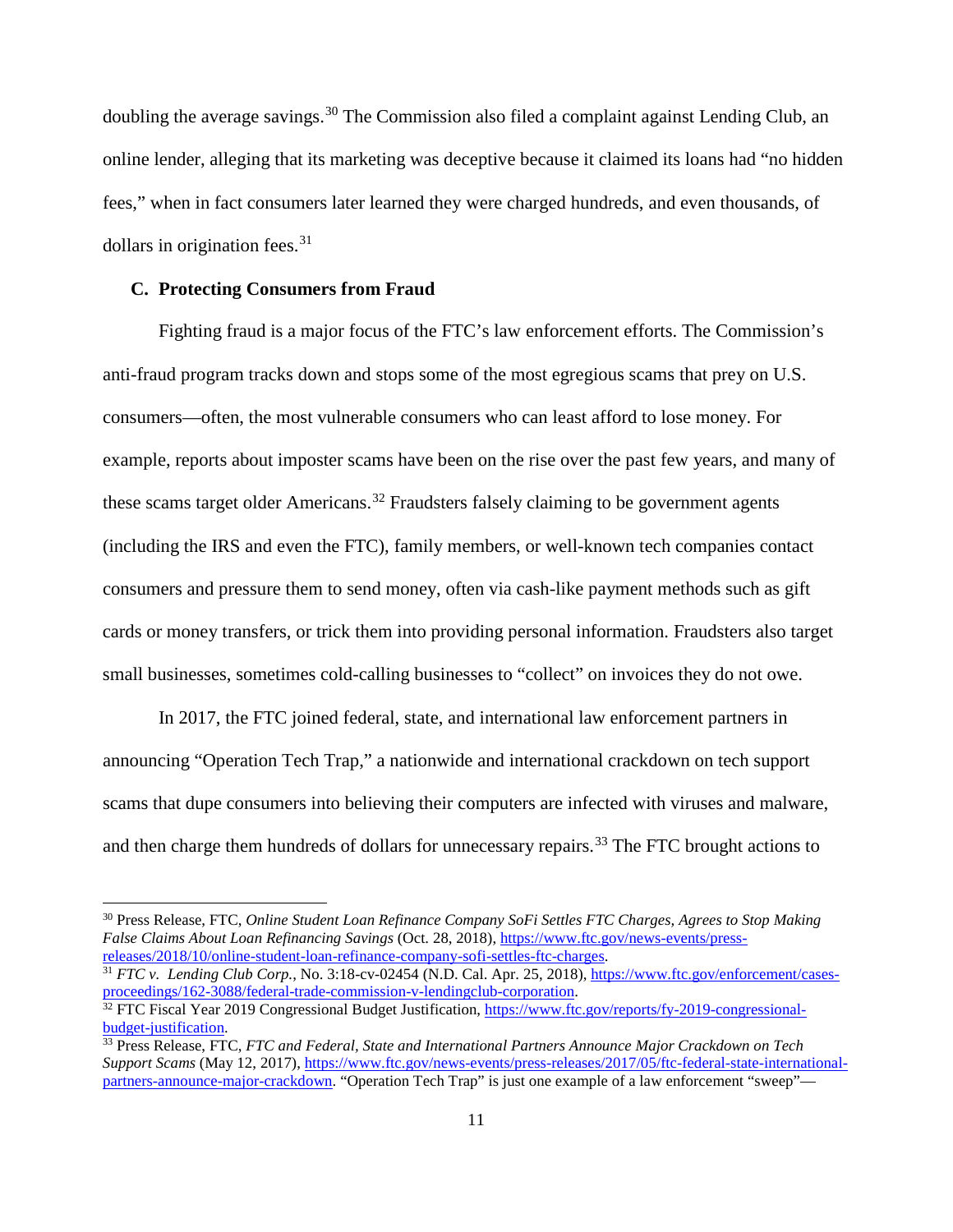doubling the average savings.[30] The Commission also filed a complaint against Lending Club, an online lender, alleging that its marketing was deceptive because it claimed its loans had "no hidden fees," when in fact consumers later learned they were charged hundreds, and even thousands, of dollars in origination fees.[31]

### C. Protecting Consumers from Fraud

Fighting fraud is a major focus of the FTC's law enforcement efforts. The Commission's anti-fraud program tracks down and stops some of the most egregious scams that prey on U.S. consumers—often, the most vulnerable consumers who can least afford to lose money. For example, reports about imposter scams have been on the rise over the past few years, and many of these scams target older Americans.[32] Fraudsters falsely claiming to be government agents (including the IRS and even the FTC), family members, or well-known tech companies contact consumers and pressure them to send money, often via cash-like payment methods such as gift cards or money transfers, or trick them into providing personal information. Fraudsters also target small businesses, sometimes cold-calling businesses to "collect" on invoices they do not owe.

In 2017, the FTC joined federal, state, and international law enforcement partners in announcing "Operation Tech Trap," a nationwide and international crackdown on tech support scams that dupe consumers into believing their computers are infected with viruses and malware, and then charge them hundreds of dollars for unnecessary repairs.[33] The FTC brought actions to

---

[30] Press Release, FTC, *Online Student Loan Refinance Company SoFi Settles FTC Charges, Agrees to Stop Making False Claims About Loan Refinancing Savings* (Oct. 28, 2018), https://www.ftc.gov/news-events/press-releases/2018/10/online-student-loan-refinance-company-sofi-settles-ftc-charges.

[31] *FTC v. Lending Club Corp.*, No. 3:18-cv-02454 (N.D. Cal. Apr. 25, 2018), https://www.ftc.gov/enforcement/cases-proceedings/162-3088/federal-trade-commission-v-lendingclub-corporation.

[32] FTC Fiscal Year 2019 Congressional Budget Justification, https://www.ftc.gov/reports/fy-2019-congressional-budget-justification.

[33] Press Release, FTC, *FTC and Federal, State and International Partners Announce Major Crackdown on Tech Support Scams* (May 12, 2017), https://www.ftc.gov/news-events/press-releases/2017/05/ftc-federal-state-international-partners-announce-major-crackdown. "Operation Tech Trap" is just one example of a law enforcement "sweep"—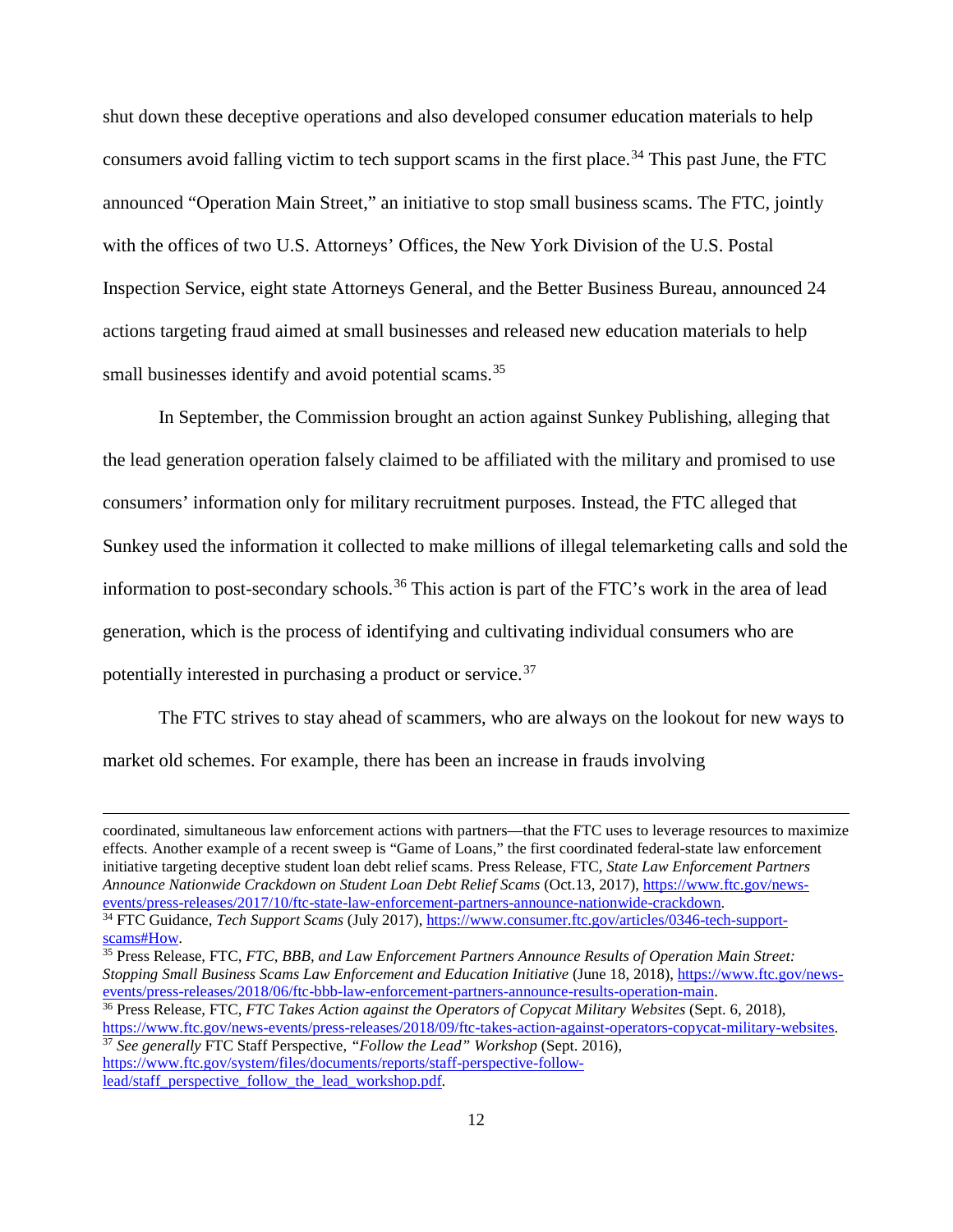shut down these deceptive operations and also developed consumer education materials to help consumers avoid falling victim to tech support scams in the first place.[34] This past June, the FTC announced "Operation Main Street," an initiative to stop small business scams. The FTC, jointly with the offices of two U.S. Attorneys' Offices, the New York Division of the U.S. Postal Inspection Service, eight state Attorneys General, and the Better Business Bureau, announced 24 actions targeting fraud aimed at small businesses and released new education materials to help small businesses identify and avoid potential scams.[35]

In September, the Commission brought an action against Sunkey Publishing, alleging that the lead generation operation falsely claimed to be affiliated with the military and promised to use consumers' information only for military recruitment purposes. Instead, the FTC alleged that Sunkey used the information it collected to make millions of illegal telemarketing calls and sold the information to post-secondary schools.[36] This action is part of the FTC's work in the area of lead generation, which is the process of identifying and cultivating individual consumers who are potentially interested in purchasing a product or service.[37]

The FTC strives to stay ahead of scammers, who are always on the lookout for new ways to market old schemes. For example, there has been an increase in frauds involving

---

coordinated, simultaneous law enforcement actions with partners—that the FTC uses to leverage resources to maximize effects. Another example of a recent sweep is "Game of Loans," the first coordinated federal-state law enforcement initiative targeting deceptive student loan debt relief scams. Press Release, FTC, *State Law Enforcement Partners Announce Nationwide Crackdown on Student Loan Debt Relief Scams* (Oct.13, 2017), https://www.ftc.gov/news-events/press-releases/2017/10/ftc-state-law-enforcement-partners-announce-nationwide-crackdown.

[34] FTC Guidance, *Tech Support Scams* (July 2017), https://www.consumer.ftc.gov/articles/0346-tech-support-scams#How.

[35] Press Release, FTC, *FTC, BBB, and Law Enforcement Partners Announce Results of Operation Main Street: Stopping Small Business Scams Law Enforcement and Education Initiative* (June 18, 2018), https://www.ftc.gov/news-events/press-releases/2018/06/ftc-bbb-law-enforcement-partners-announce-results-operation-main.

[36] Press Release, FTC, *FTC Takes Action against the Operators of Copycat Military Websites* (Sept. 6, 2018), https://www.ftc.gov/news-events/press-releases/2018/09/ftc-takes-action-against-operators-copycat-military-websites.

[37] *See generally* FTC Staff Perspective, *"Follow the Lead" Workshop* (Sept. 2016), https://www.ftc.gov/system/files/documents/reports/staff-perspective-follow-lead/staff_perspective_follow_the_lead_workshop.pdf.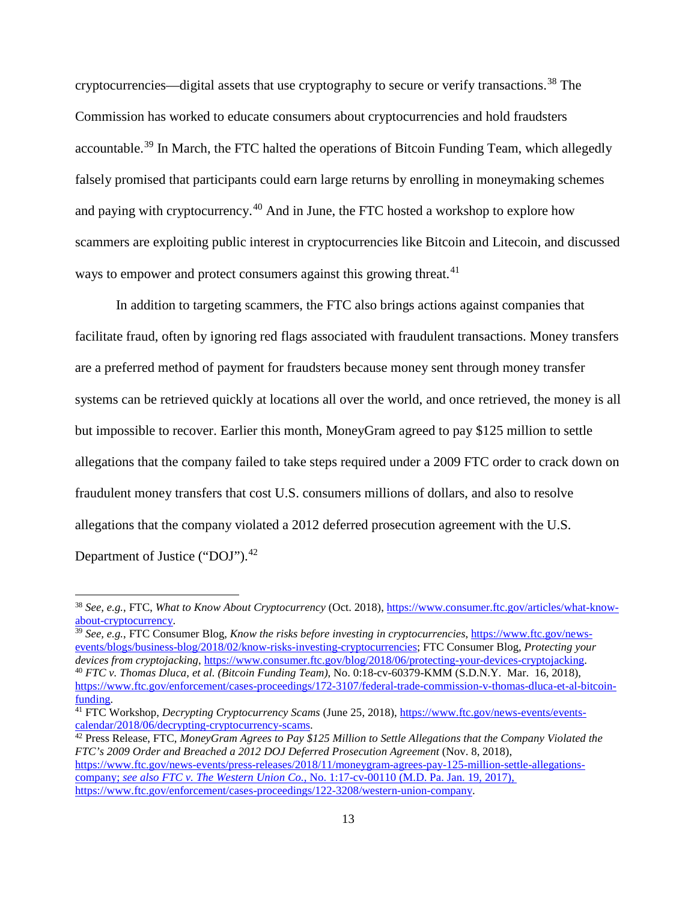cryptocurrencies—digital assets that use cryptography to secure or verify transactions.[38] The Commission has worked to educate consumers about cryptocurrencies and hold fraudsters accountable.[39] In March, the FTC halted the operations of Bitcoin Funding Team, which allegedly falsely promised that participants could earn large returns by enrolling in moneymaking schemes and paying with cryptocurrency.[40] And in June, the FTC hosted a workshop to explore how scammers are exploiting public interest in cryptocurrencies like Bitcoin and Litecoin, and discussed ways to empower and protect consumers against this growing threat.[41]

In addition to targeting scammers, the FTC also brings actions against companies that facilitate fraud, often by ignoring red flags associated with fraudulent transactions. Money transfers are a preferred method of payment for fraudsters because money sent through money transfer systems can be retrieved quickly at locations all over the world, and once retrieved, the money is all but impossible to recover. Earlier this month, MoneyGram agreed to pay $125 million to settle allegations that the company failed to take steps required under a 2009 FTC order to crack down on fraudulent money transfers that cost U.S. consumers millions of dollars, and also to resolve allegations that the company violated a 2012 deferred prosecution agreement with the U.S. Department of Justice ("DOJ").[42]

---

[38] *See, e.g.*, FTC, *What to Know About Cryptocurrency* (Oct. 2018), https://www.consumer.ftc.gov/articles/what-know-about-cryptocurrency.

[39] *See, e.g.*, FTC Consumer Blog, *Know the risks before investing in cryptocurrencies*, https://www.ftc.gov/news-events/blogs/business-blog/2018/02/know-risks-investing-cryptocurrencies; FTC Consumer Blog, *Protecting your devices from cryptojacking*, https://www.consumer.ftc.gov/blog/2018/06/protecting-your-devices-cryptojacking.

[40] *FTC v. Thomas Dluca, et al. (Bitcoin Funding Team)*, No. 0:18-cv-60379-KMM (S.D.N.Y. Mar. 16, 2018), https://www.ftc.gov/enforcement/cases-proceedings/172-3107/federal-trade-commission-v-thomas-dluca-et-al-bitcoin-funding.

[41] FTC Workshop, *Decrypting Cryptocurrency Scams* (June 25, 2018), https://www.ftc.gov/news-events/events-calendar/2018/06/decrypting-cryptocurrency-scams.

[42] Press Release, FTC, *MoneyGram Agrees to Pay $125 Million to Settle Allegations that the Company Violated the FTC's 2009 Order and Breached a 2012 DOJ Deferred Prosecution Agreement* (Nov. 8, 2018), https://www.ftc.gov/news-events/press-releases/2018/11/moneygram-agrees-pay-125-million-settle-allegations-company; *see also FTC v. The Western Union Co.*, No. 1:17-cv-00110 (M.D. Pa. Jan. 19, 2017), https://www.ftc.gov/enforcement/cases-proceedings/122-3208/western-union-company.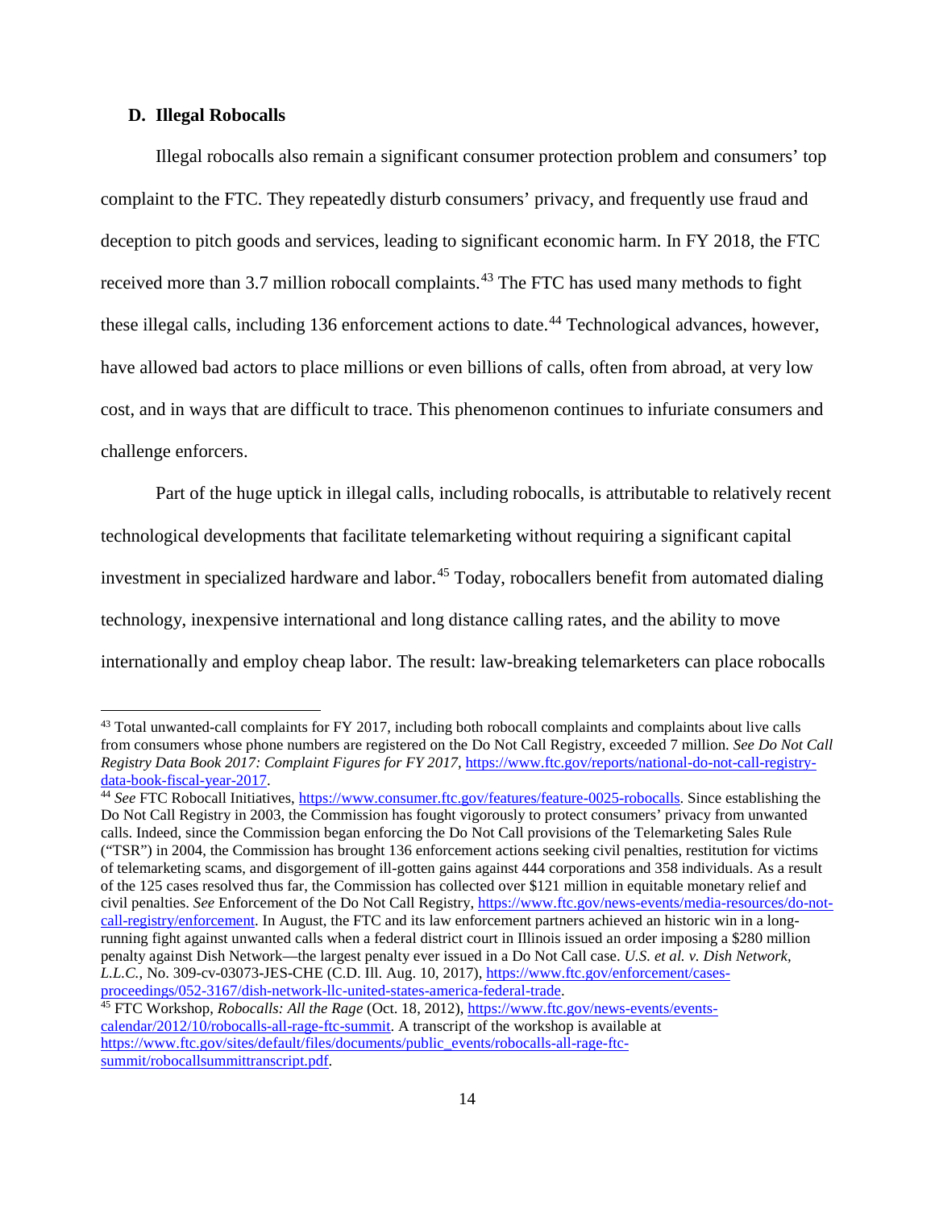### D. Illegal Robocalls

Illegal robocalls also remain a significant consumer protection problem and consumers' top complaint to the FTC. They repeatedly disturb consumers' privacy, and frequently use fraud and deception to pitch goods and services, leading to significant economic harm. In FY 2018, the FTC received more than 3.7 million robocall complaints.[43] The FTC has used many methods to fight these illegal calls, including 136 enforcement actions to date.[44] Technological advances, however, have allowed bad actors to place millions or even billions of calls, often from abroad, at very low cost, and in ways that are difficult to trace. This phenomenon continues to infuriate consumers and challenge enforcers.

Part of the huge uptick in illegal calls, including robocalls, is attributable to relatively recent technological developments that facilitate telemarketing without requiring a significant capital investment in specialized hardware and labor.[45] Today, robocallers benefit from automated dialing technology, inexpensive international and long distance calling rates, and the ability to move internationally and employ cheap labor. The result: law-breaking telemarketers can place robocalls

---

[43] Total unwanted-call complaints for FY 2017, including both robocall complaints and complaints about live calls from consumers whose phone numbers are registered on the Do Not Call Registry, exceeded 7 million. *See Do Not Call Registry Data Book 2017: Complaint Figures for FY 2017*, https://www.ftc.gov/reports/national-do-not-call-registry-data-book-fiscal-year-2017.

[44] *See* FTC Robocall Initiatives, https://www.consumer.ftc.gov/features/feature-0025-robocalls. Since establishing the Do Not Call Registry in 2003, the Commission has fought vigorously to protect consumers' privacy from unwanted calls. Indeed, since the Commission began enforcing the Do Not Call provisions of the Telemarketing Sales Rule ("TSR") in 2004, the Commission has brought 136 enforcement actions seeking civil penalties, restitution for victims of telemarketing scams, and disgorgement of ill-gotten gains against 444 corporations and 358 individuals. As a result of the 125 cases resolved thus far, the Commission has collected over $121 million in equitable monetary relief and civil penalties. *See* Enforcement of the Do Not Call Registry, https://www.ftc.gov/news-events/media-resources/do-not-call-registry/enforcement. In August, the FTC and its law enforcement partners achieved an historic win in a long-running fight against unwanted calls when a federal district court in Illinois issued an order imposing a $280 million penalty against Dish Network—the largest penalty ever issued in a Do Not Call case. *U.S. et al. v. Dish Network, L.L.C.*, No. 309-cv-03073-JES-CHE (C.D. Ill. Aug. 10, 2017), https://www.ftc.gov/enforcement/cases-proceedings/052-3167/dish-network-llc-united-states-america-federal-trade.

[45] FTC Workshop, *Robocalls: All the Rage* (Oct. 18, 2012), https://www.ftc.gov/news-events/events-calendar/2012/10/robocalls-all-rage-ftc-summit. A transcript of the workshop is available at https://www.ftc.gov/sites/default/files/documents/public_events/robocalls-all-rage-ftc-summit/robocallsummittranscript.pdf.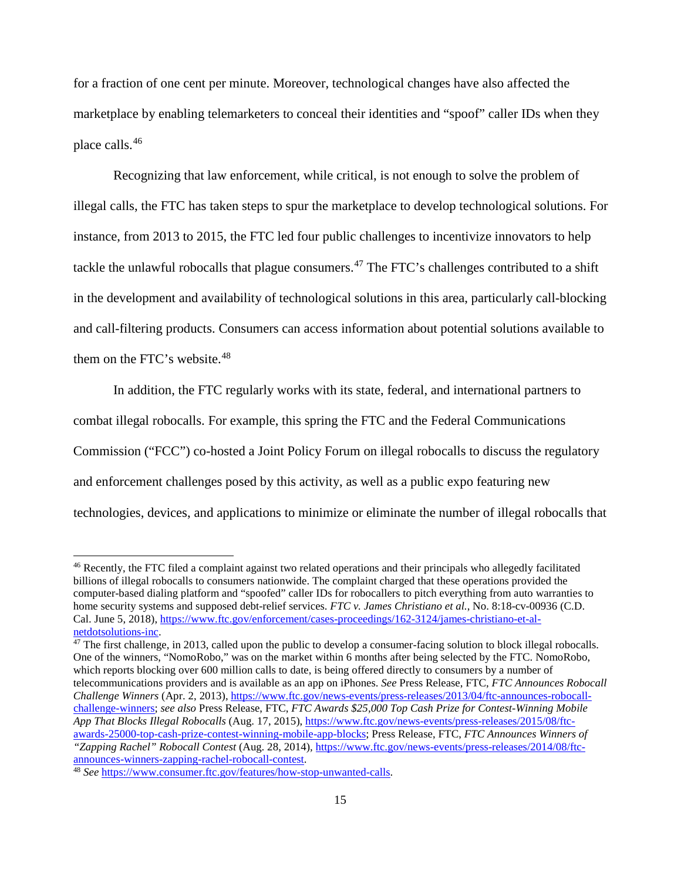for a fraction of one cent per minute. Moreover, technological changes have also affected the marketplace by enabling telemarketers to conceal their identities and "spoof" caller IDs when they place calls.[46]

Recognizing that law enforcement, while critical, is not enough to solve the problem of illegal calls, the FTC has taken steps to spur the marketplace to develop technological solutions. For instance, from 2013 to 2015, the FTC led four public challenges to incentivize innovators to help tackle the unlawful robocalls that plague consumers.[47] The FTC's challenges contributed to a shift in the development and availability of technological solutions in this area, particularly call-blocking and call-filtering products. Consumers can access information about potential solutions available to them on the FTC's website.[48]

In addition, the FTC regularly works with its state, federal, and international partners to combat illegal robocalls. For example, this spring the FTC and the Federal Communications Commission ("FCC") co-hosted a Joint Policy Forum on illegal robocalls to discuss the regulatory and enforcement challenges posed by this activity, as well as a public expo featuring new technologies, devices, and applications to minimize or eliminate the number of illegal robocalls that

---

[46] Recently, the FTC filed a complaint against two related operations and their principals who allegedly facilitated billions of illegal robocalls to consumers nationwide. The complaint charged that these operations provided the computer-based dialing platform and "spoofed" caller IDs for robocallers to pitch everything from auto warranties to home security systems and supposed debt-relief services. *FTC v. James Christiano et al.*, No. 8:18-cv-00936 (C.D. Cal. June 5, 2018), https://www.ftc.gov/enforcement/cases-proceedings/162-3124/james-christiano-et-al-netdotsolutions-inc.

[47] The first challenge, in 2013, called upon the public to develop a consumer-facing solution to block illegal robocalls. One of the winners, "NomoRobo," was on the market within 6 months after being selected by the FTC. NomoRobo, which reports blocking over 600 million calls to date, is being offered directly to consumers by a number of telecommunications providers and is available as an app on iPhones. *See* Press Release, FTC, *FTC Announces Robocall Challenge Winners* (Apr. 2, 2013), https://www.ftc.gov/news-events/press-releases/2013/04/ftc-announces-robocall-challenge-winners; *see also* Press Release, FTC, *FTC Awards $25,000 Top Cash Prize for Contest-Winning Mobile App That Blocks Illegal Robocalls* (Aug. 17, 2015), https://www.ftc.gov/news-events/press-releases/2015/08/ftc-awards-25000-top-cash-prize-contest-winning-mobile-app-blocks; Press Release, FTC, *FTC Announces Winners of "Zapping Rachel" Robocall Contest* (Aug. 28, 2014), https://www.ftc.gov/news-events/press-releases/2014/08/ftc-announces-winners-zapping-rachel-robocall-contest.

[48] *See* https://www.consumer.ftc.gov/features/how-stop-unwanted-calls.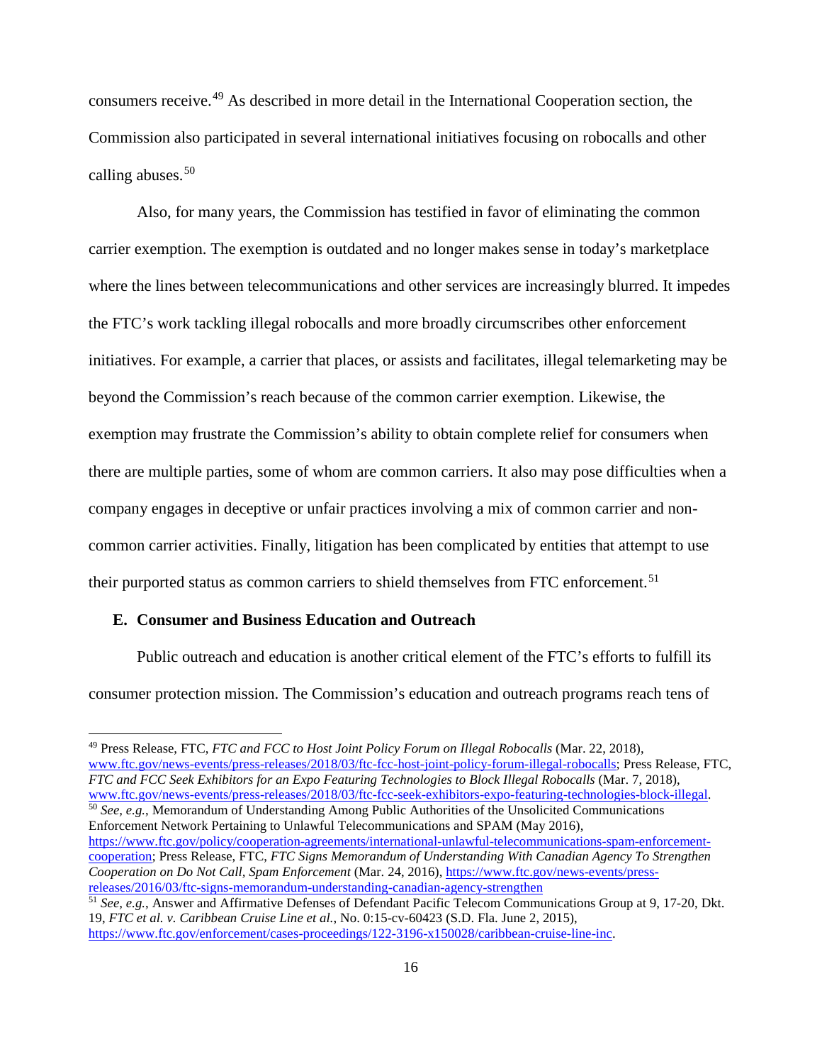consumers receive.[49] As described in more detail in the International Cooperation section, the Commission also participated in several international initiatives focusing on robocalls and other calling abuses.[50]

Also, for many years, the Commission has testified in favor of eliminating the common carrier exemption. The exemption is outdated and no longer makes sense in today's marketplace where the lines between telecommunications and other services are increasingly blurred. It impedes the FTC's work tackling illegal robocalls and more broadly circumscribes other enforcement initiatives. For example, a carrier that places, or assists and facilitates, illegal telemarketing may be beyond the Commission's reach because of the common carrier exemption. Likewise, the exemption may frustrate the Commission's ability to obtain complete relief for consumers when there are multiple parties, some of whom are common carriers. It also may pose difficulties when a company engages in deceptive or unfair practices involving a mix of common carrier and non-common carrier activities. Finally, litigation has been complicated by entities that attempt to use their purported status as common carriers to shield themselves from FTC enforcement.[51]

### E. Consumer and Business Education and Outreach

Public outreach and education is another critical element of the FTC's efforts to fulfill its consumer protection mission. The Commission's education and outreach programs reach tens of

---

[49] Press Release, FTC, *FTC and FCC to Host Joint Policy Forum on Illegal Robocalls* (Mar. 22, 2018), www.ftc.gov/news-events/press-releases/2018/03/ftc-fcc-host-joint-policy-forum-illegal-robocalls; Press Release, FTC, *FTC and FCC Seek Exhibitors for an Expo Featuring Technologies to Block Illegal Robocalls* (Mar. 7, 2018), www.ftc.gov/news-events/press-releases/2018/03/ftc-fcc-seek-exhibitors-expo-featuring-technologies-block-illegal.

[50] *See, e.g.*, Memorandum of Understanding Among Public Authorities of the Unsolicited Communications Enforcement Network Pertaining to Unlawful Telecommunications and SPAM (May 2016), https://www.ftc.gov/policy/cooperation-agreements/international-unlawful-telecommunications-spam-enforcement-cooperation; Press Release, FTC, *FTC Signs Memorandum of Understanding With Canadian Agency To Strengthen Cooperation on Do Not Call, Spam Enforcement* (Mar. 24, 2016), https://www.ftc.gov/news-events/press-releases/2016/03/ftc-signs-memorandum-understanding-canadian-agency-strengthen

[51] *See, e.g.*, Answer and Affirmative Defenses of Defendant Pacific Telecom Communications Group at 9, 17-20, Dkt. 19, *FTC et al. v. Caribbean Cruise Line et al.*, No. 0:15-cv-60423 (S.D. Fla. June 2, 2015), https://www.ftc.gov/enforcement/cases-proceedings/122-3196-x150028/caribbean-cruise-line-inc.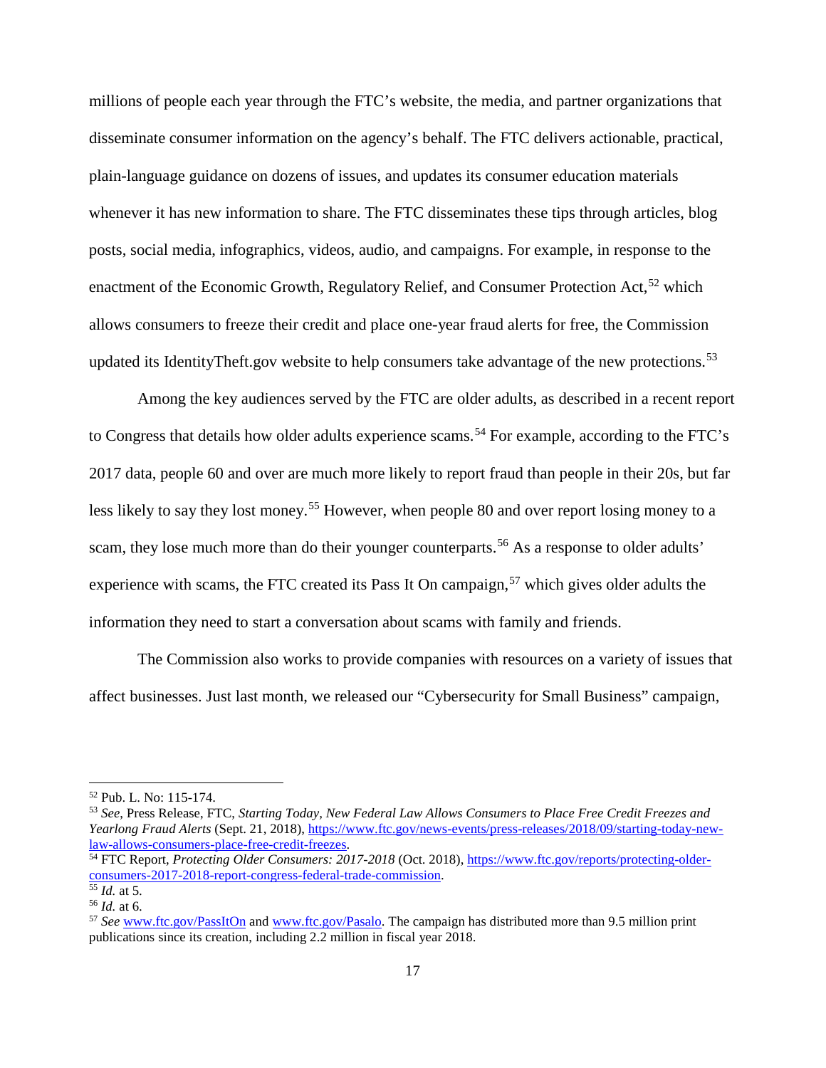millions of people each year through the FTC's website, the media, and partner organizations that disseminate consumer information on the agency's behalf. The FTC delivers actionable, practical, plain-language guidance on dozens of issues, and updates its consumer education materials whenever it has new information to share. The FTC disseminates these tips through articles, blog posts, social media, infographics, videos, audio, and campaigns. For example, in response to the enactment of the Economic Growth, Regulatory Relief, and Consumer Protection Act,[52] which allows consumers to freeze their credit and place one-year fraud alerts for free, the Commission updated its IdentityTheft.gov website to help consumers take advantage of the new protections.[53]

Among the key audiences served by the FTC are older adults, as described in a recent report to Congress that details how older adults experience scams.[54] For example, according to the FTC's 2017 data, people 60 and over are much more likely to report fraud than people in their 20s, but far less likely to say they lost money.[55] However, when people 80 and over report losing money to a scam, they lose much more than do their younger counterparts.[56] As a response to older adults' experience with scams, the FTC created its Pass It On campaign,[57] which gives older adults the information they need to start a conversation about scams with family and friends.

The Commission also works to provide companies with resources on a variety of issues that affect businesses. Just last month, we released our "Cybersecurity for Small Business" campaign,

---

[52] Pub. L. No: 115-174.

[53] *See*, Press Release, FTC, *Starting Today, New Federal Law Allows Consumers to Place Free Credit Freezes and Yearlong Fraud Alerts* (Sept. 21, 2018), https://www.ftc.gov/news-events/press-releases/2018/09/starting-today-new-law-allows-consumers-place-free-credit-freezes.

[54] FTC Report, *Protecting Older Consumers: 2017-2018* (Oct. 2018), https://www.ftc.gov/reports/protecting-older-consumers-2017-2018-report-congress-federal-trade-commission.

[55] *Id.* at 5.

[56] *Id.* at 6.

[57] *See* www.ftc.gov/PassItOn and www.ftc.gov/Pasalo. The campaign has distributed more than 9.5 million print publications since its creation, including 2.2 million in fiscal year 2018.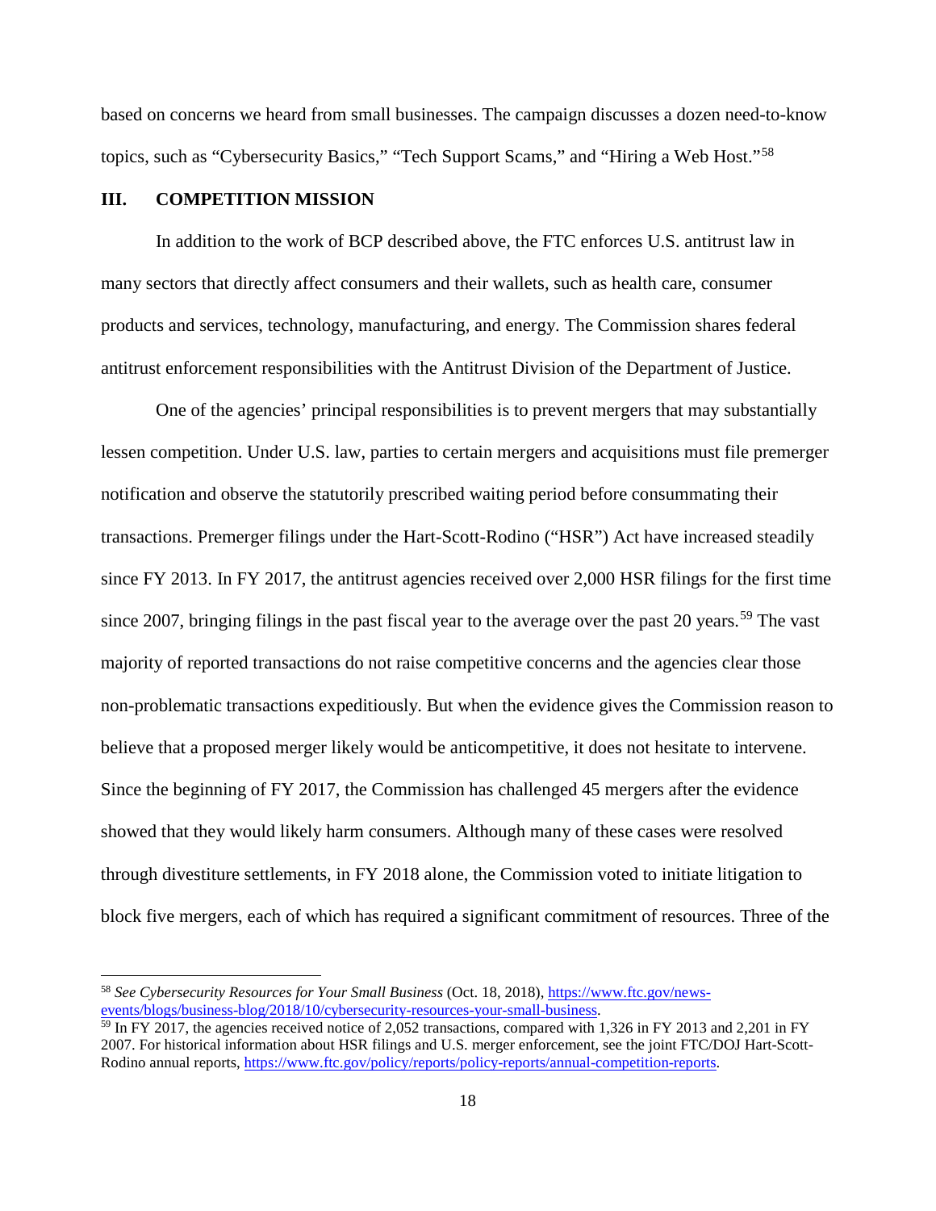based on concerns we heard from small businesses. The campaign discusses a dozen need-to-know topics, such as "Cybersecurity Basics," "Tech Support Scams," and "Hiring a Web Host."[58]

## III. COMPETITION MISSION

In addition to the work of BCP described above, the FTC enforces U.S. antitrust law in many sectors that directly affect consumers and their wallets, such as health care, consumer products and services, technology, manufacturing, and energy. The Commission shares federal antitrust enforcement responsibilities with the Antitrust Division of the Department of Justice.

One of the agencies' principal responsibilities is to prevent mergers that may substantially lessen competition. Under U.S. law, parties to certain mergers and acquisitions must file premerger notification and observe the statutorily prescribed waiting period before consummating their transactions. Premerger filings under the Hart-Scott-Rodino ("HSR") Act have increased steadily since FY 2013. In FY 2017, the antitrust agencies received over 2,000 HSR filings for the first time since 2007, bringing filings in the past fiscal year to the average over the past 20 years.[59] The vast majority of reported transactions do not raise competitive concerns and the agencies clear those non-problematic transactions expeditiously. But when the evidence gives the Commission reason to believe that a proposed merger likely would be anticompetitive, it does not hesitate to intervene. Since the beginning of FY 2017, the Commission has challenged 45 mergers after the evidence showed that they would likely harm consumers. Although many of these cases were resolved through divestiture settlements, in FY 2018 alone, the Commission voted to initiate litigation to block five mergers, each of which has required a significant commitment of resources. Three of the

---

[58] *See Cybersecurity Resources for Your Small Business* (Oct. 18, 2018), https://www.ftc.gov/news-events/blogs/business-blog/2018/10/cybersecurity-resources-your-small-business.

[59] In FY 2017, the agencies received notice of 2,052 transactions, compared with 1,326 in FY 2013 and 2,201 in FY 2007. For historical information about HSR filings and U.S. merger enforcement, see the joint FTC/DOJ Hart-Scott-Rodino annual reports, https://www.ftc.gov/policy/reports/policy-reports/annual-competition-reports.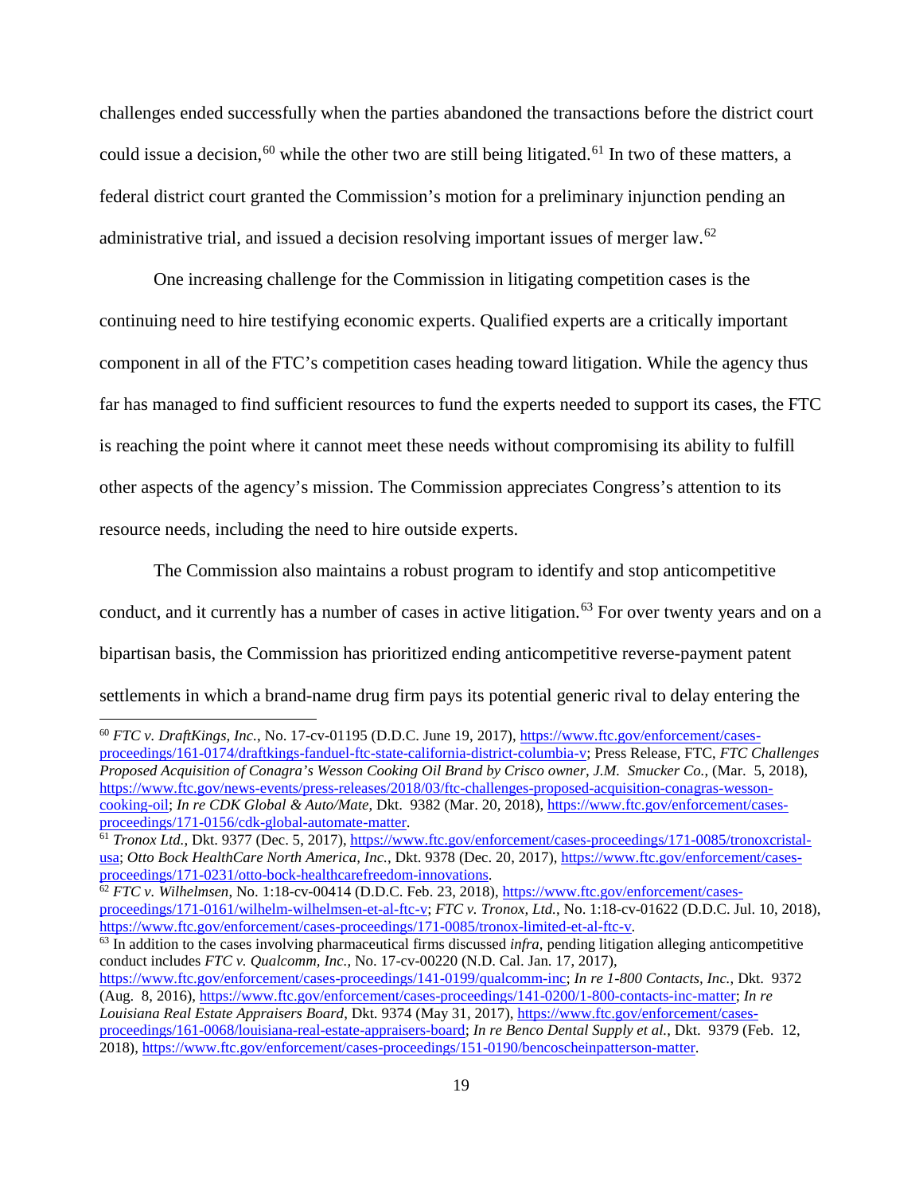challenges ended successfully when the parties abandoned the transactions before the district court could issue a decision,[60] while the other two are still being litigated.[61] In two of these matters, a federal district court granted the Commission's motion for a preliminary injunction pending an administrative trial, and issued a decision resolving important issues of merger law.[62]

One increasing challenge for the Commission in litigating competition cases is the continuing need to hire testifying economic experts. Qualified experts are a critically important component in all of the FTC's competition cases heading toward litigation. While the agency thus far has managed to find sufficient resources to fund the experts needed to support its cases, the FTC is reaching the point where it cannot meet these needs without compromising its ability to fulfill other aspects of the agency's mission. The Commission appreciates Congress's attention to its resource needs, including the need to hire outside experts.

The Commission also maintains a robust program to identify and stop anticompetitive conduct, and it currently has a number of cases in active litigation.[63] For over twenty years and on a bipartisan basis, the Commission has prioritized ending anticompetitive reverse-payment patent settlements in which a brand-name drug firm pays its potential generic rival to delay entering the

---

[60] *FTC v. DraftKings, Inc.*, No. 17-cv-01195 (D.D.C. June 19, 2017), https://www.ftc.gov/enforcement/cases-proceedings/161-0174/draftkings-fanduel-ftc-state-california-district-columbia-v; Press Release, FTC, *FTC Challenges Proposed Acquisition of Conagra's Wesson Cooking Oil Brand by Crisco owner, J.M. Smucker Co.*, (Mar. 5, 2018), https://www.ftc.gov/news-events/press-releases/2018/03/ftc-challenges-proposed-acquisition-conagras-wesson-cooking-oil; *In re CDK Global & Auto/Mate*, Dkt. 9382 (Mar. 20, 2018), https://www.ftc.gov/enforcement/cases-proceedings/171-0156/cdk-global-automate-matter.

[61] *Tronox Ltd.*, Dkt. 9377 (Dec. 5, 2017), https://www.ftc.gov/enforcement/cases-proceedings/171-0085/tronoxcristal-usa; *Otto Bock HealthCare North America, Inc.*, Dkt. 9378 (Dec. 20, 2017), https://www.ftc.gov/enforcement/cases-proceedings/171-0231/otto-bock-healthcarefreedom-innovations.

[62] *FTC v. Wilhelmsen*, No. 1:18-cv-00414 (D.D.C. Feb. 23, 2018), https://www.ftc.gov/enforcement/cases-proceedings/171-0161/wilhelm-wilhelmsen-et-al-ftc-v; *FTC v. Tronox, Ltd.*, No. 1:18-cv-01622 (D.D.C. Jul. 10, 2018), https://www.ftc.gov/enforcement/cases-proceedings/171-0085/tronox-limited-et-al-ftc-v.

[63] In addition to the cases involving pharmaceutical firms discussed *infra*, pending litigation alleging anticompetitive conduct includes *FTC v. Qualcomm, Inc.*, No. 17-cv-00220 (N.D. Cal. Jan. 17, 2017), https://www.ftc.gov/enforcement/cases-proceedings/141-0199/qualcomm-inc; *In re 1-800 Contacts, Inc.*, Dkt. 9372 (Aug. 8, 2016), https://www.ftc.gov/enforcement/cases-proceedings/141-0200/1-800-contacts-inc-matter; *In re Louisiana Real Estate Appraisers Board*, Dkt. 9374 (May 31, 2017), https://www.ftc.gov/enforcement/cases-proceedings/161-0068/louisiana-real-estate-appraisers-board; *In re Benco Dental Supply et al.*, Dkt. 9379 (Feb. 12, 2018), https://www.ftc.gov/enforcement/cases-proceedings/151-0190/bencoscheinpatterson-matter.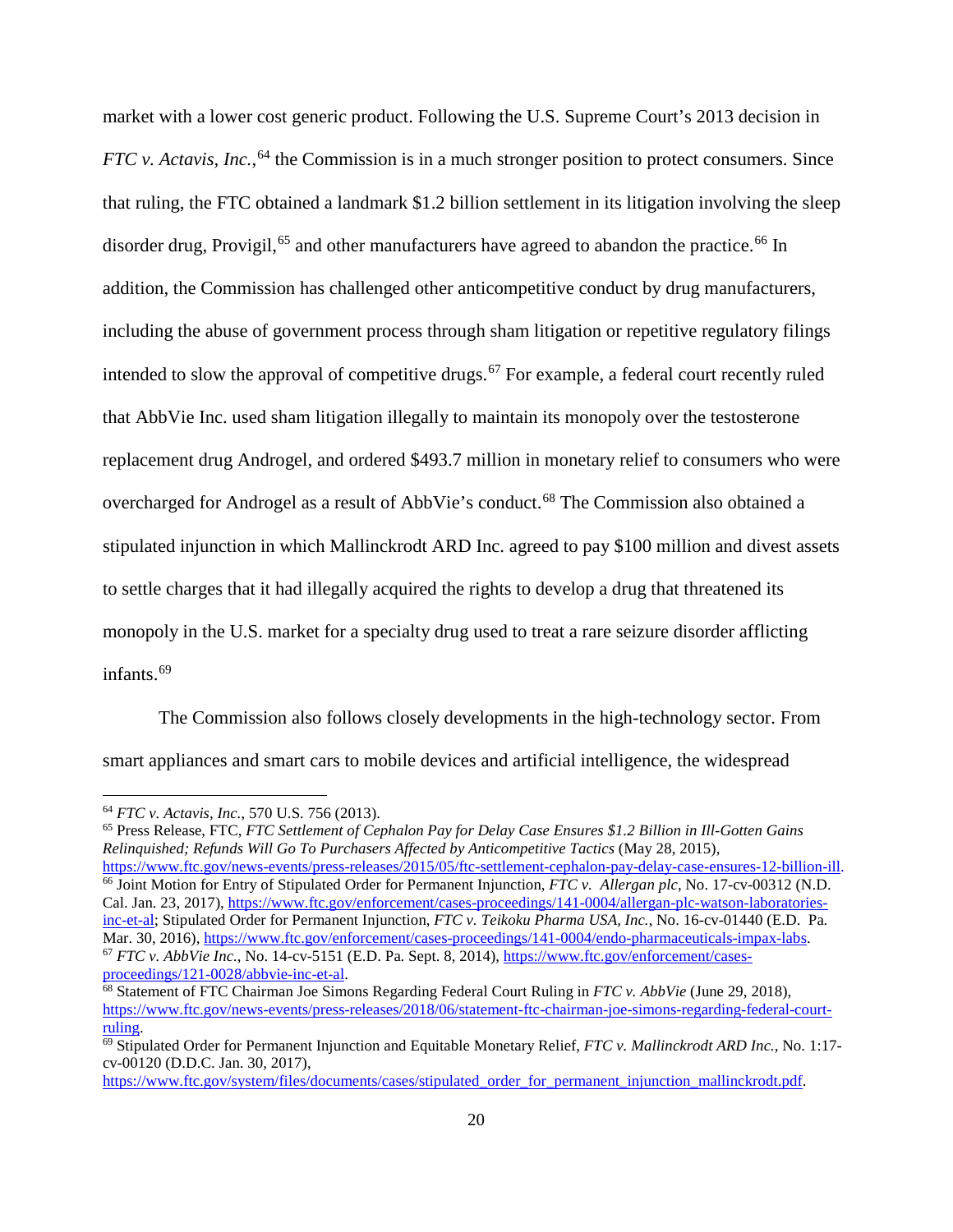market with a lower cost generic product. Following the U.S. Supreme Court's 2013 decision in *FTC v. Actavis, Inc.*,[64] the Commission is in a much stronger position to protect consumers. Since that ruling, the FTC obtained a landmark $1.2 billion settlement in its litigation involving the sleep disorder drug, Provigil,[65] and other manufacturers have agreed to abandon the practice.[66] In addition, the Commission has challenged other anticompetitive conduct by drug manufacturers, including the abuse of government process through sham litigation or repetitive regulatory filings intended to slow the approval of competitive drugs.[67] For example, a federal court recently ruled that AbbVie Inc. used sham litigation illegally to maintain its monopoly over the testosterone replacement drug Androgel, and ordered $493.7 million in monetary relief to consumers who were overcharged for Androgel as a result of AbbVie's conduct.[68] The Commission also obtained a stipulated injunction in which Mallinckrodt ARD Inc. agreed to pay $100 million and divest assets to settle charges that it had illegally acquired the rights to develop a drug that threatened its monopoly in the U.S. market for a specialty drug used to treat a rare seizure disorder afflicting infants.[69]

The Commission also follows closely developments in the high-technology sector. From smart appliances and smart cars to mobile devices and artificial intelligence, the widespread

---

[64] *FTC v. Actavis, Inc.*, 570 U.S. 756 (2013).

[65] Press Release, FTC, *FTC Settlement of Cephalon Pay for Delay Case Ensures $1.2 Billion in Ill-Gotten Gains Relinquished; Refunds Will Go To Purchasers Affected by Anticompetitive Tactics* (May 28, 2015), https://www.ftc.gov/news-events/press-releases/2015/05/ftc-settlement-cephalon-pay-delay-case-ensures-12-billion-ill.

[66] Joint Motion for Entry of Stipulated Order for Permanent Injunction, *FTC v. Allergan plc*, No. 17-cv-00312 (N.D. Cal. Jan. 23, 2017), https://www.ftc.gov/enforcement/cases-proceedings/141-0004/allergan-plc-watson-laboratories-inc-et-al; Stipulated Order for Permanent Injunction, *FTC v. Teikoku Pharma USA, Inc.*, No. 16-cv-01440 (E.D. Pa. Mar. 30, 2016), https://www.ftc.gov/enforcement/cases-proceedings/141-0004/endo-pharmaceuticals-impax-labs.

[67] *FTC v. AbbVie Inc.*, No. 14-cv-5151 (E.D. Pa. Sept. 8, 2014), https://www.ftc.gov/enforcement/cases-proceedings/121-0028/abbvie-inc-et-al.

[68] Statement of FTC Chairman Joe Simons Regarding Federal Court Ruling in *FTC v. AbbVie* (June 29, 2018), https://www.ftc.gov/news-events/press-releases/2018/06/statement-ftc-chairman-joe-simons-regarding-federal-court-ruling.

[69] Stipulated Order for Permanent Injunction and Equitable Monetary Relief, *FTC v. Mallinckrodt ARD Inc.*, No. 1:17-cv-00120 (D.D.C. Jan. 30, 2017), https://www.ftc.gov/system/files/documents/cases/stipulated_order_for_permanent_injunction_mallinckrodt.pdf.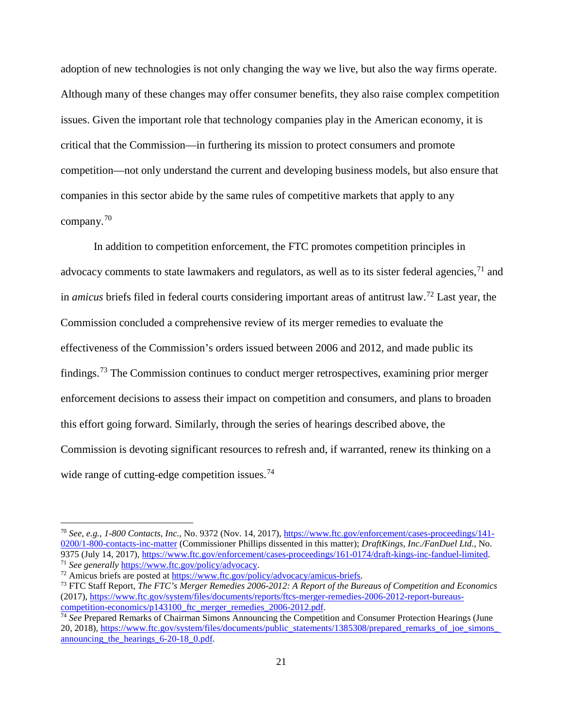adoption of new technologies is not only changing the way we live, but also the way firms operate. Although many of these changes may offer consumer benefits, they also raise complex competition issues. Given the important role that technology companies play in the American economy, it is critical that the Commission—in furthering its mission to protect consumers and promote competition—not only understand the current and developing business models, but also ensure that companies in this sector abide by the same rules of competitive markets that apply to any company.[70]

In addition to competition enforcement, the FTC promotes competition principles in advocacy comments to state lawmakers and regulators, as well as to its sister federal agencies,[71] and in *amicus* briefs filed in federal courts considering important areas of antitrust law.[72] Last year, the Commission concluded a comprehensive review of its merger remedies to evaluate the effectiveness of the Commission's orders issued between 2006 and 2012, and made public its findings.[73] The Commission continues to conduct merger retrospectives, examining prior merger enforcement decisions to assess their impact on competition and consumers, and plans to broaden this effort going forward. Similarly, through the series of hearings described above, the Commission is devoting significant resources to refresh and, if warranted, renew its thinking on a wide range of cutting-edge competition issues.[74]

---

[70] *See, e.g.*, *1-800 Contacts, Inc.*, No. 9372 (Nov. 14, 2017), https://www.ftc.gov/enforcement/cases-proceedings/141-0200/1-800-contacts-inc-matter (Commissioner Phillips dissented in this matter); *DraftKings, Inc./FanDuel Ltd.*, No. 9375 (July 14, 2017), https://www.ftc.gov/enforcement/cases-proceedings/161-0174/draft-kings-inc-fanduel-limited.

[71] *See generally* https://www.ftc.gov/policy/advocacy.

[72] Amicus briefs are posted at https://www.ftc.gov/policy/advocacy/amicus-briefs.

[73] FTC Staff Report, *The FTC's Merger Remedies 2006-2012: A Report of the Bureaus of Competition and Economics* (2017), https://www.ftc.gov/system/files/documents/reports/ftcs-merger-remedies-2006-2012-report-bureaus-competition-economics/p143100_ftc_merger_remedies_2006-2012.pdf.

[74] *See* Prepared Remarks of Chairman Simons Announcing the Competition and Consumer Protection Hearings (June 20, 2018), https://www.ftc.gov/system/files/documents/public_statements/1385308/prepared_remarks_of_joe_simons_announcing_the_hearings_6-20-18_0.pdf.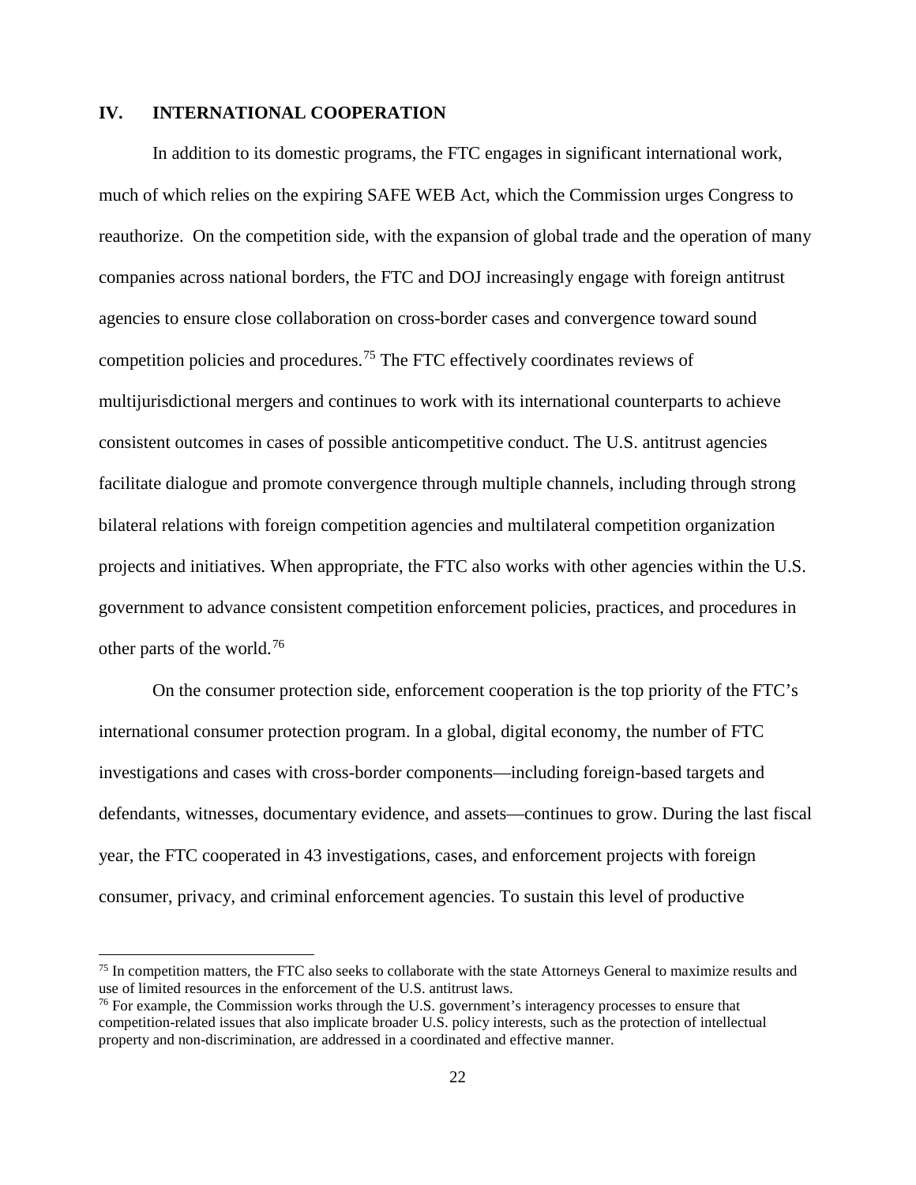## IV. INTERNATIONAL COOPERATION

In addition to its domestic programs, the FTC engages in significant international work, much of which relies on the expiring SAFE WEB Act, which the Commission urges Congress to reauthorize. On the competition side, with the expansion of global trade and the operation of many companies across national borders, the FTC and DOJ increasingly engage with foreign antitrust agencies to ensure close collaboration on cross-border cases and convergence toward sound competition policies and procedures.[75] The FTC effectively coordinates reviews of multijurisdictional mergers and continues to work with its international counterparts to achieve consistent outcomes in cases of possible anticompetitive conduct. The U.S. antitrust agencies facilitate dialogue and promote convergence through multiple channels, including through strong bilateral relations with foreign competition agencies and multilateral competition organization projects and initiatives. When appropriate, the FTC also works with other agencies within the U.S. government to advance consistent competition enforcement policies, practices, and procedures in other parts of the world.[76]

On the consumer protection side, enforcement cooperation is the top priority of the FTC's international consumer protection program. In a global, digital economy, the number of FTC investigations and cases with cross-border components—including foreign-based targets and defendants, witnesses, documentary evidence, and assets—continues to grow. During the last fiscal year, the FTC cooperated in 43 investigations, cases, and enforcement projects with foreign consumer, privacy, and criminal enforcement agencies. To sustain this level of productive

---

[75] In competition matters, the FTC also seeks to collaborate with the state Attorneys General to maximize results and use of limited resources in the enforcement of the U.S. antitrust laws.

[76] For example, the Commission works through the U.S. government's interagency processes to ensure that competition-related issues that also implicate broader U.S. policy interests, such as the protection of intellectual property and non-discrimination, are addressed in a coordinated and effective manner.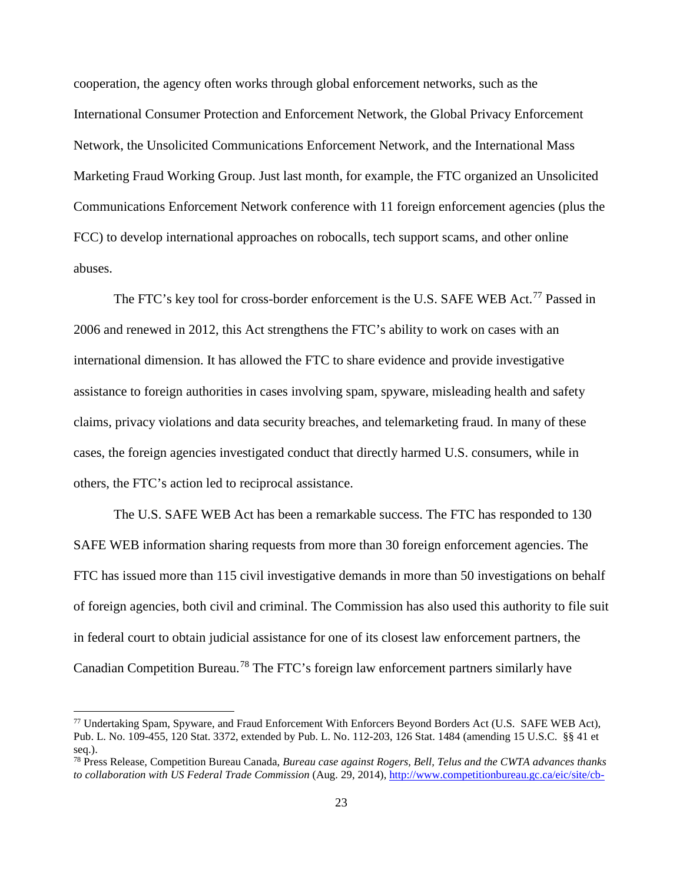cooperation, the agency often works through global enforcement networks, such as the International Consumer Protection and Enforcement Network, the Global Privacy Enforcement Network, the Unsolicited Communications Enforcement Network, and the International Mass Marketing Fraud Working Group. Just last month, for example, the FTC organized an Unsolicited Communications Enforcement Network conference with 11 foreign enforcement agencies (plus the FCC) to develop international approaches on robocalls, tech support scams, and other online abuses.

The FTC's key tool for cross-border enforcement is the U.S. SAFE WEB Act.[77] Passed in 2006 and renewed in 2012, this Act strengthens the FTC's ability to work on cases with an international dimension. It has allowed the FTC to share evidence and provide investigative assistance to foreign authorities in cases involving spam, spyware, misleading health and safety claims, privacy violations and data security breaches, and telemarketing fraud. In many of these cases, the foreign agencies investigated conduct that directly harmed U.S. consumers, while in others, the FTC's action led to reciprocal assistance.

The U.S. SAFE WEB Act has been a remarkable success. The FTC has responded to 130 SAFE WEB information sharing requests from more than 30 foreign enforcement agencies. The FTC has issued more than 115 civil investigative demands in more than 50 investigations on behalf of foreign agencies, both civil and criminal. The Commission has also used this authority to file suit in federal court to obtain judicial assistance for one of its closest law enforcement partners, the Canadian Competition Bureau.[78] The FTC's foreign law enforcement partners similarly have

---

[77] Undertaking Spam, Spyware, and Fraud Enforcement With Enforcers Beyond Borders Act (U.S. SAFE WEB Act), Pub. L. No. 109-455, 120 Stat. 3372, extended by Pub. L. No. 112-203, 126 Stat. 1484 (amending 15 U.S.C. §§ 41 et seq.).

[78] Press Release, Competition Bureau Canada, *Bureau case against Rogers, Bell, Telus and the CWTA advances thanks to collaboration with US Federal Trade Commission* (Aug. 29, 2014), http://www.competitionbureau.gc.ca/eic/site/cb-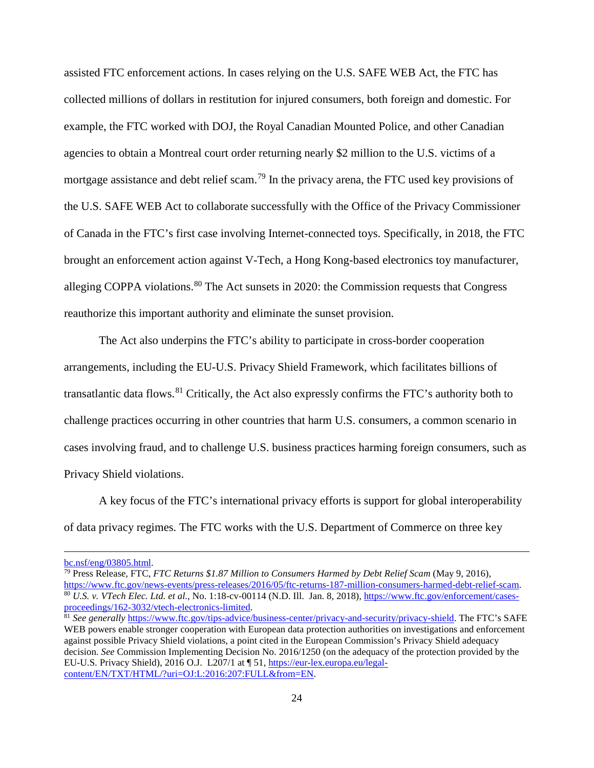assisted FTC enforcement actions. In cases relying on the U.S. SAFE WEB Act, the FTC has collected millions of dollars in restitution for injured consumers, both foreign and domestic. For example, the FTC worked with DOJ, the Royal Canadian Mounted Police, and other Canadian agencies to obtain a Montreal court order returning nearly $2 million to the U.S. victims of a mortgage assistance and debt relief scam.[79] In the privacy arena, the FTC used key provisions of the U.S. SAFE WEB Act to collaborate successfully with the Office of the Privacy Commissioner of Canada in the FTC's first case involving Internet-connected toys. Specifically, in 2018, the FTC brought an enforcement action against V-Tech, a Hong Kong-based electronics toy manufacturer, alleging COPPA violations.[80] The Act sunsets in 2020: the Commission requests that Congress reauthorize this important authority and eliminate the sunset provision.

The Act also underpins the FTC's ability to participate in cross-border cooperation arrangements, including the EU-U.S. Privacy Shield Framework, which facilitates billions of transatlantic data flows.[81] Critically, the Act also expressly confirms the FTC's authority both to challenge practices occurring in other countries that harm U.S. consumers, a common scenario in cases involving fraud, and to challenge U.S. business practices harming foreign consumers, such as Privacy Shield violations.

A key focus of the FTC's international privacy efforts is support for global interoperability of data privacy regimes. The FTC works with the U.S. Department of Commerce on three key

---

bc.nsf/eng/03805.html.

[79] Press Release, FTC, *FTC Returns $1.87 Million to Consumers Harmed by Debt Relief Scam* (May 9, 2016), https://www.ftc.gov/news-events/press-releases/2016/05/ftc-returns-187-million-consumers-harmed-debt-relief-scam.

[80] *U.S. v. VTech Elec. Ltd. et al.*, No. 1:18-cv-00114 (N.D. Ill. Jan. 8, 2018), https://www.ftc.gov/enforcement/cases-proceedings/162-3032/vtech-electronics-limited.

[81] *See generally* https://www.ftc.gov/tips-advice/business-center/privacy-and-security/privacy-shield. The FTC's SAFE WEB powers enable stronger cooperation with European data protection authorities on investigations and enforcement against possible Privacy Shield violations, a point cited in the European Commission's Privacy Shield adequacy decision. *See* Commission Implementing Decision No. 2016/1250 (on the adequacy of the protection provided by the EU-U.S. Privacy Shield), 2016 O.J. L207/1 at ¶ 51, https://eur-lex.europa.eu/legal-content/EN/TXT/HTML/?uri=OJ:L:2016:207:FULL&from=EN.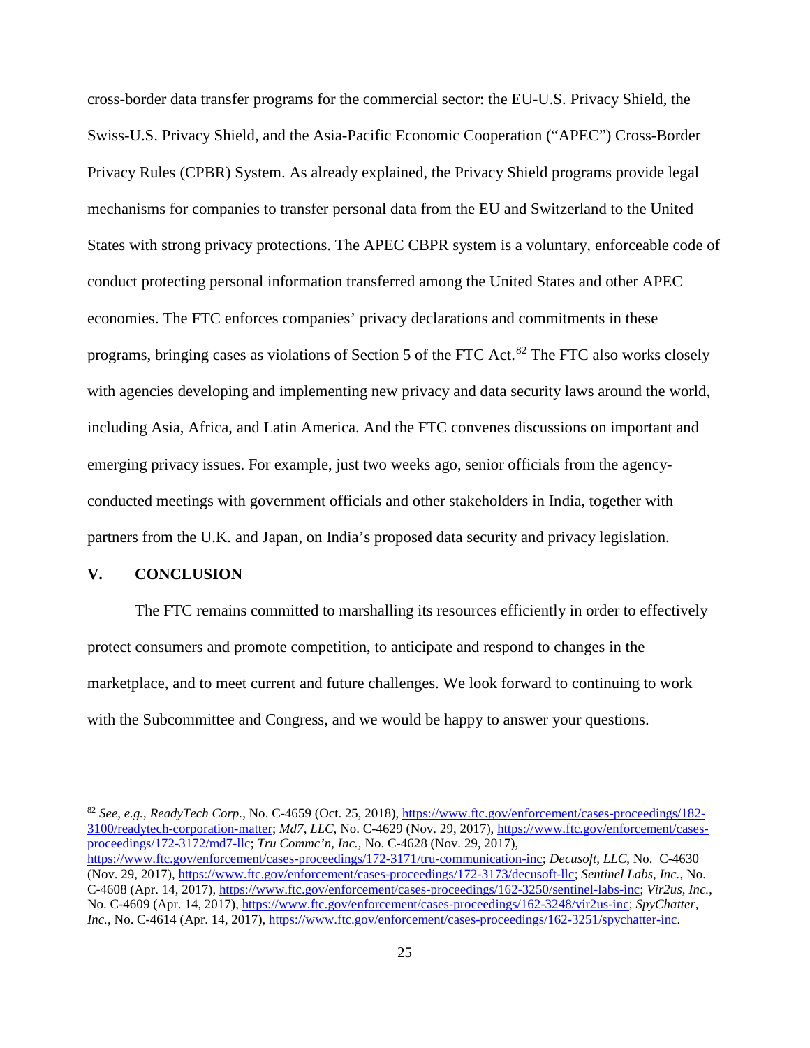cross-border data transfer programs for the commercial sector: the EU-U.S. Privacy Shield, the Swiss-U.S. Privacy Shield, and the Asia-Pacific Economic Cooperation ("APEC") Cross-Border Privacy Rules (CPBR) System. As already explained, the Privacy Shield programs provide legal mechanisms for companies to transfer personal data from the EU and Switzerland to the United States with strong privacy protections. The APEC CBPR system is a voluntary, enforceable code of conduct protecting personal information transferred among the United States and other APEC economies. The FTC enforces companies' privacy declarations and commitments in these programs, bringing cases as violations of Section 5 of the FTC Act.[82] The FTC also works closely with agencies developing and implementing new privacy and data security laws around the world, including Asia, Africa, and Latin America. And the FTC convenes discussions on important and emerging privacy issues. For example, just two weeks ago, senior officials from the agency-conducted meetings with government officials and other stakeholders in India, together with partners from the U.K. and Japan, on India's proposed data security and privacy legislation.

## V. CONCLUSION

The FTC remains committed to marshalling its resources efficiently in order to effectively protect consumers and promote competition, to anticipate and respond to changes in the marketplace, and to meet current and future challenges. We look forward to continuing to work with the Subcommittee and Congress, and we would be happy to answer your questions.

---

[82] *See, e.g.*, *ReadyTech Corp.*, No. C-4659 (Oct. 25, 2018), https://www.ftc.gov/enforcement/cases-proceedings/182-3100/readytech-corporation-matter; *Md7, LLC,* No. C-4629 (Nov. 29, 2017), https://www.ftc.gov/enforcement/cases-proceedings/172-3172/md7-llc; *Tru Commc'n, Inc.,* No. C-4628 (Nov. 29, 2017), https://www.ftc.gov/enforcement/cases-proceedings/172-3171/tru-communication-inc; *Decusoft, LLC*, No. C-4630 (Nov. 29, 2017), https://www.ftc.gov/enforcement/cases-proceedings/172-3173/decusoft-llc; *Sentinel Labs, Inc.*, No. C-4608 (Apr. 14, 2017), https://www.ftc.gov/enforcement/cases-proceedings/162-3250/sentinel-labs-inc; *Vir2us, Inc.*, No. C-4609 (Apr. 14, 2017), https://www.ftc.gov/enforcement/cases-proceedings/162-3248/vir2us-inc; *SpyChatter, Inc.*, No. C-4614 (Apr. 14, 2017), https://www.ftc.gov/enforcement/cases-proceedings/162-3251/spychatter-inc.